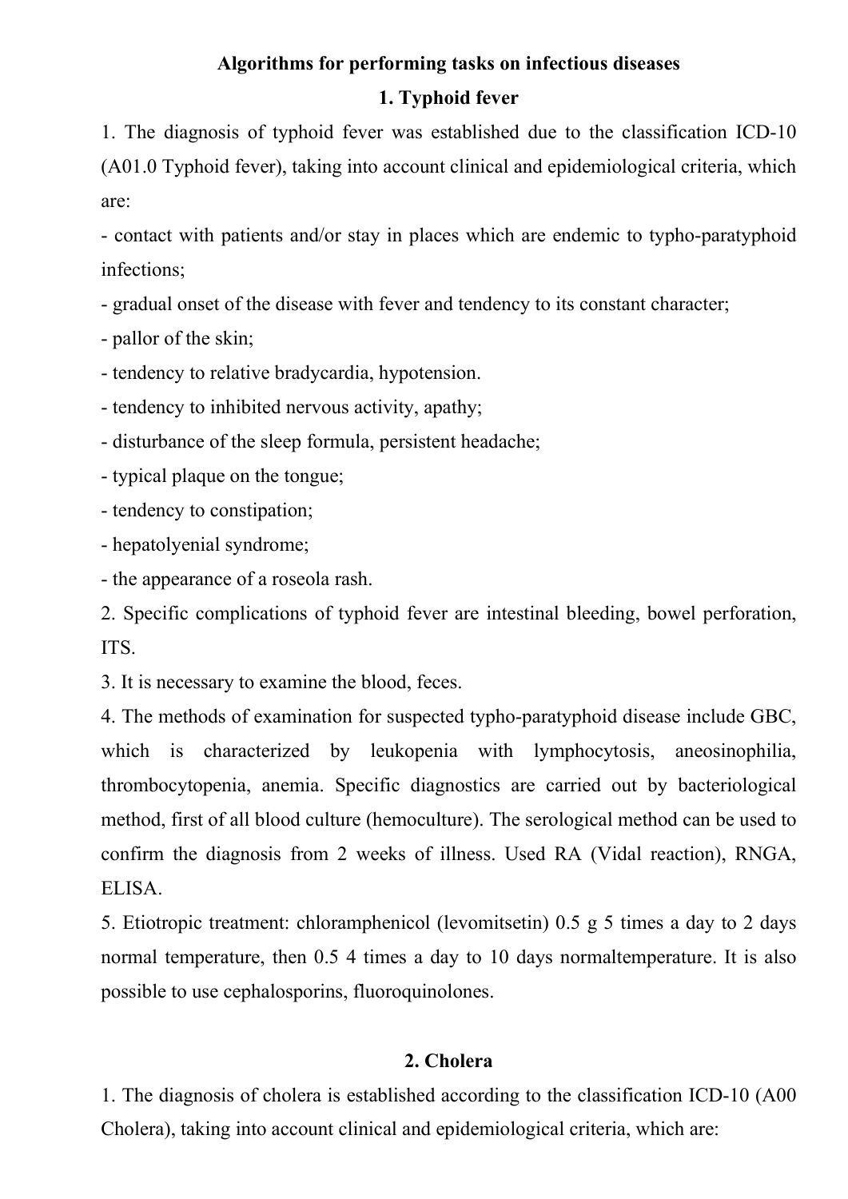# Algorithms for performing tasks on infectious diseases

## 1. Typhoid fever

1. The diagnosis of typhoid fever was established due to the classification ICD-10 (A01.0 Typhoid fever), taking into account clinical and epidemiological criteria, which are:

- contact with patients and/or stay in places which are endemic to typho-paratyphoid infections;
- gradual onset of the disease with fever and tendency to its constant character;
- pallor of the skin;
- tendency to relative bradycardia, hypotension.
- tendency to inhibited nervous activity, apathy;
- disturbance of the sleep formula, persistent headache;
- typical plaque on the tongue;
- tendency to constipation;
- hepatolyenial syndrome;
- the appearance of a roseola rash.

2. Specific complications of typhoid fever are intestinal bleeding, bowel perforation, ITS.

3. It is necessary to examine the blood, feces.

4. The methods of examination for suspected typho-paratyphoid disease include GBC, which is characterized by leukopenia with lymphocytosis, aneosinophilia, thrombocytopenia, anemia. Specific diagnostics are carried out by bacteriological method, first of all blood culture (hemoculture). The serological method can be used to confirm the diagnosis from 2 weeks of illness. Used RA (Vidal reaction), RNGA, ELISA.

5. Etiotropic treatment: chloramphenicol (levomitsetin) 0.5 g 5 times a day to 2 days normal temperature, then 0.5 4 times a day to 10 days normaltemperature. It is also possible to use cephalosporins, fluoroquinolones.

## 2. Cholera

1. The diagnosis of cholera is established according to the classification ICD-10 (A00 Cholera), taking into account clinical and epidemiological criteria, which are: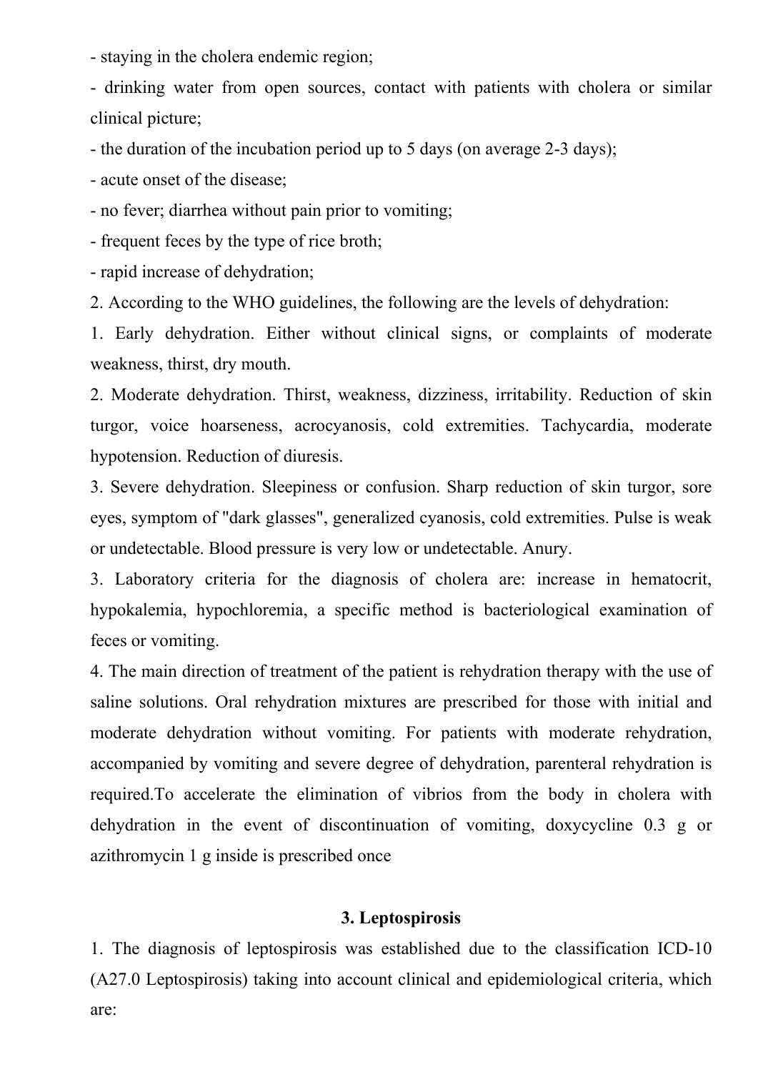- staying in the cholera endemic region;

- drinking water from open sources, contact with patients with cholera or similar clinical picture;

- the duration of the incubation period up to 5 days (on average 2-3 days);

- acute onset of the disease;

- no fever; diarrhea without pain prior to vomiting;

- frequent feces by the type of rice broth;

- rapid increase of dehydration;

2. According to the WHO guidelines, the following are the levels of dehydration:

1. Early dehydration. Either without clinical signs, or complaints of moderate weakness, thirst, dry mouth.

2. Moderate dehydration. Thirst, weakness, dizziness, irritability. Reduction of skin turgor, voice hoarseness, acrocyanosis, cold extremities. Tachycardia, moderate hypotension. Reduction of diuresis.

3. Severe dehydration. Sleepiness or confusion. Sharp reduction of skin turgor, sore eyes, symptom of "dark glasses", generalized cyanosis, cold extremities. Pulse is weak or undetectable. Blood pressure is very low or undetectable. Anury.

3. Laboratory criteria for the diagnosis of cholera are: increase in hematocrit, hypokalemia, hypochloremia, a specific method is bacteriological examination of feces or vomiting.

4. The main direction of treatment of the patient is rehydration therapy with the use of saline solutions. Oral rehydration mixtures are prescribed for those with initial and moderate dehydration without vomiting. For patients with moderate rehydration, accompanied by vomiting and severe degree of dehydration, parenteral rehydration is required.To accelerate the elimination of vibrios from the body in cholera with dehydration in the event of discontinuation of vomiting, doxycycline 0.3 g or azithromycin 1 g inside is prescribed once

## 3. Leptospirosis

1. The diagnosis of leptospirosis was established due to the classification ICD-10 (A27.0 Leptospirosis) taking into account clinical and epidemiological criteria, which are: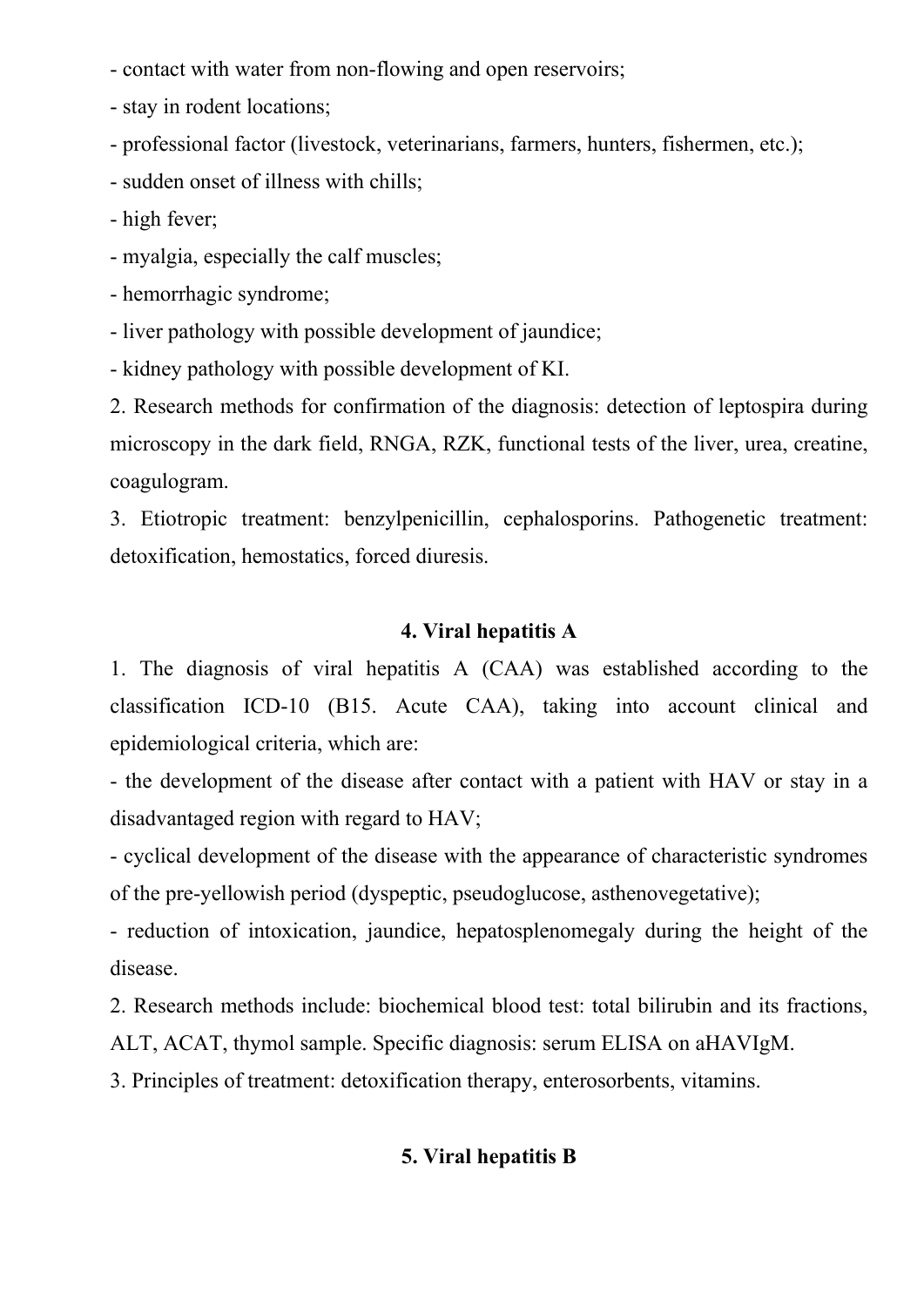- contact with water from non-flowing and open reservoirs;
- stay in rodent locations;
- professional factor (livestock, veterinarians, farmers, hunters, fishermen, etc.);
- sudden onset of illness with chills;
- high fever;
- myalgia, especially the calf muscles;
- hemorrhagic syndrome;
- liver pathology with possible development of jaundice;
- kidney pathology with possible development of KI.

2. Research methods for confirmation of the diagnosis: detection of leptospira during microscopy in the dark field, RNGA, RZK, functional tests of the liver, urea, creatine, coagulogram.

3. Etiotropic treatment: benzylpenicillin, cephalosporins. Pathogenetic treatment: detoxification, hemostatics, forced diuresis.

## 4. Viral hepatitis A

1. The diagnosis of viral hepatitis A (CAA) was established according to the classification ICD-10 (B15. Acute CAA), taking into account clinical and epidemiological criteria, which are:

- the development of the disease after contact with a patient with HAV or stay in a disadvantaged region with regard to HAV;
- cyclical development of the disease with the appearance of characteristic syndromes of the pre-yellowish period (dyspeptic, pseudoglucose, asthenovegetative);
- reduction of intoxication, jaundice, hepatosplenomegaly during the height of the disease.

2. Research methods include: biochemical blood test: total bilirubin and its fractions, ALT, ACAT, thymol sample. Specific diagnosis: serum ELISA on aHAVIgM.

3. Principles of treatment: detoxification therapy, enterosorbents, vitamins.

## 5. Viral hepatitis B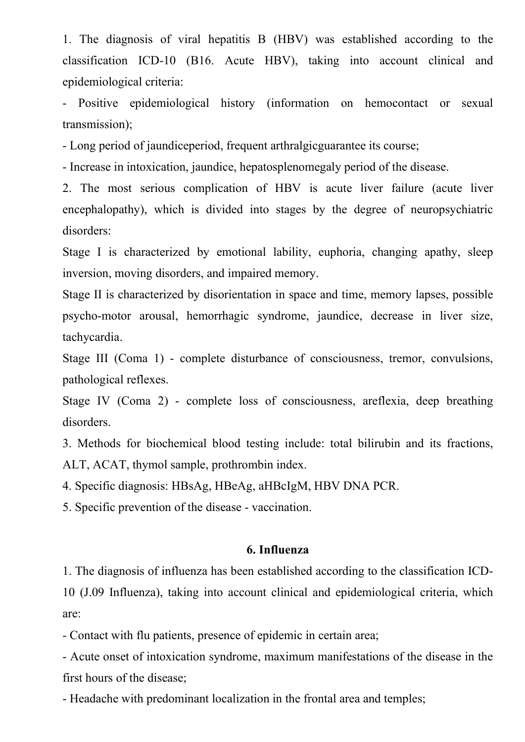1. The diagnosis of viral hepatitis B (HBV) was established according to the classification ICD-10 (B16. Acute HBV), taking into account clinical and epidemiological criteria:

- Positive epidemiological history (information on hemocontact or sexual transmission);
- Long period of jaundiceperiod, frequent arthralgicguarantee its course;
- Increase in intoxication, jaundice, hepatosplenomegaly period of the disease.

2. The most serious complication of HBV is acute liver failure (acute liver encephalopathy), which is divided into stages by the degree of neuropsychiatric disorders:

Stage I is characterized by emotional lability, euphoria, changing apathy, sleep inversion, moving disorders, and impaired memory.

Stage II is characterized by disorientation in space and time, memory lapses, possible psycho-motor arousal, hemorrhagic syndrome, jaundice, decrease in liver size, tachycardia.

Stage III (Coma 1) - complete disturbance of consciousness, tremor, convulsions, pathological reflexes.

Stage IV (Coma 2) - complete loss of consciousness, areflexia, deep breathing disorders.

3. Methods for biochemical blood testing include: total bilirubin and its fractions, ALT, ACAT, thymol sample, prothrombin index.

4. Specific diagnosis: HBsAg, HBeAg, aHBcIgM, HBV DNA PCR.

5. Specific prevention of the disease - vaccination.

## 6. Influenza

1. The diagnosis of influenza has been established according to the classification ICD-10 (J.09 Influenza), taking into account clinical and epidemiological criteria, which are:

- Contact with flu patients, presence of epidemic in certain area;
- Acute onset of intoxication syndrome, maximum manifestations of the disease in the first hours of the disease;
- Headache with predominant localization in the frontal area and temples;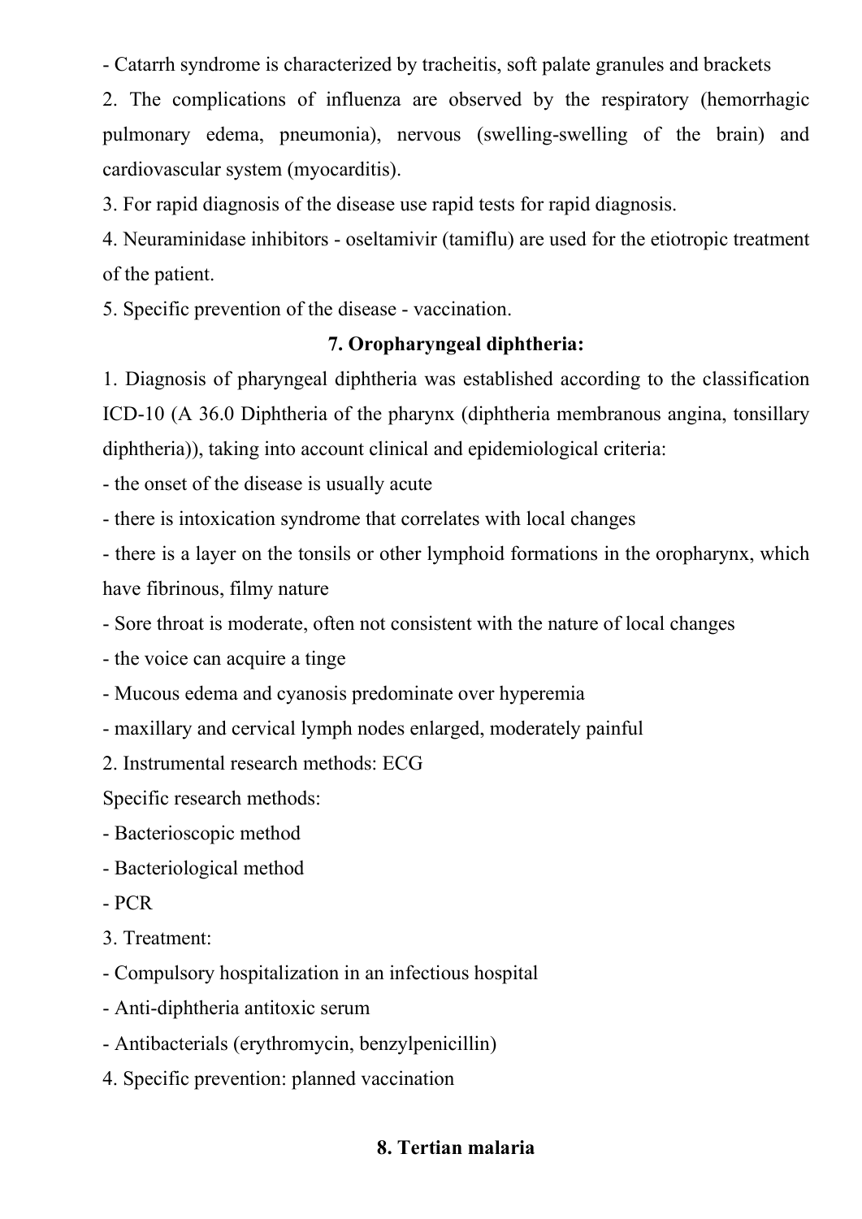- Catarrh syndrome is characterized by tracheitis, soft palate granules and brackets

2. The complications of influenza are observed by the respiratory (hemorrhagic pulmonary edema, pneumonia), nervous (swelling-swelling of the brain) and cardiovascular system (myocarditis).

3. For rapid diagnosis of the disease use rapid tests for rapid diagnosis.

4. Neuraminidase inhibitors - oseltamivir (tamiflu) are used for the etiotropic treatment of the patient.

5. Specific prevention of the disease - vaccination.

## 7. Oropharyngeal diphtheria:

1. Diagnosis of pharyngeal diphtheria was established according to the classification ICD-10 (A 36.0 Diphtheria of the pharynx (diphtheria membranous angina, tonsillary diphtheria)), taking into account clinical and epidemiological criteria:

- the onset of the disease is usually acute
- there is intoxication syndrome that correlates with local changes
- there is a layer on the tonsils or other lymphoid formations in the oropharynx, which have fibrinous, filmy nature
- Sore throat is moderate, often not consistent with the nature of local changes
- the voice can acquire a tinge
- Mucous edema and cyanosis predominate over hyperemia
- maxillary and cervical lymph nodes enlarged, moderately painful

2. Instrumental research methods: ECG

Specific research methods:

- Bacterioscopic method
- Bacteriological method
- PCR

3. Treatment:

- Compulsory hospitalization in an infectious hospital
- Anti-diphtheria antitoxic serum
- Antibacterials (erythromycin, benzylpenicillin)

4. Specific prevention: planned vaccination

## 8. Tertian malaria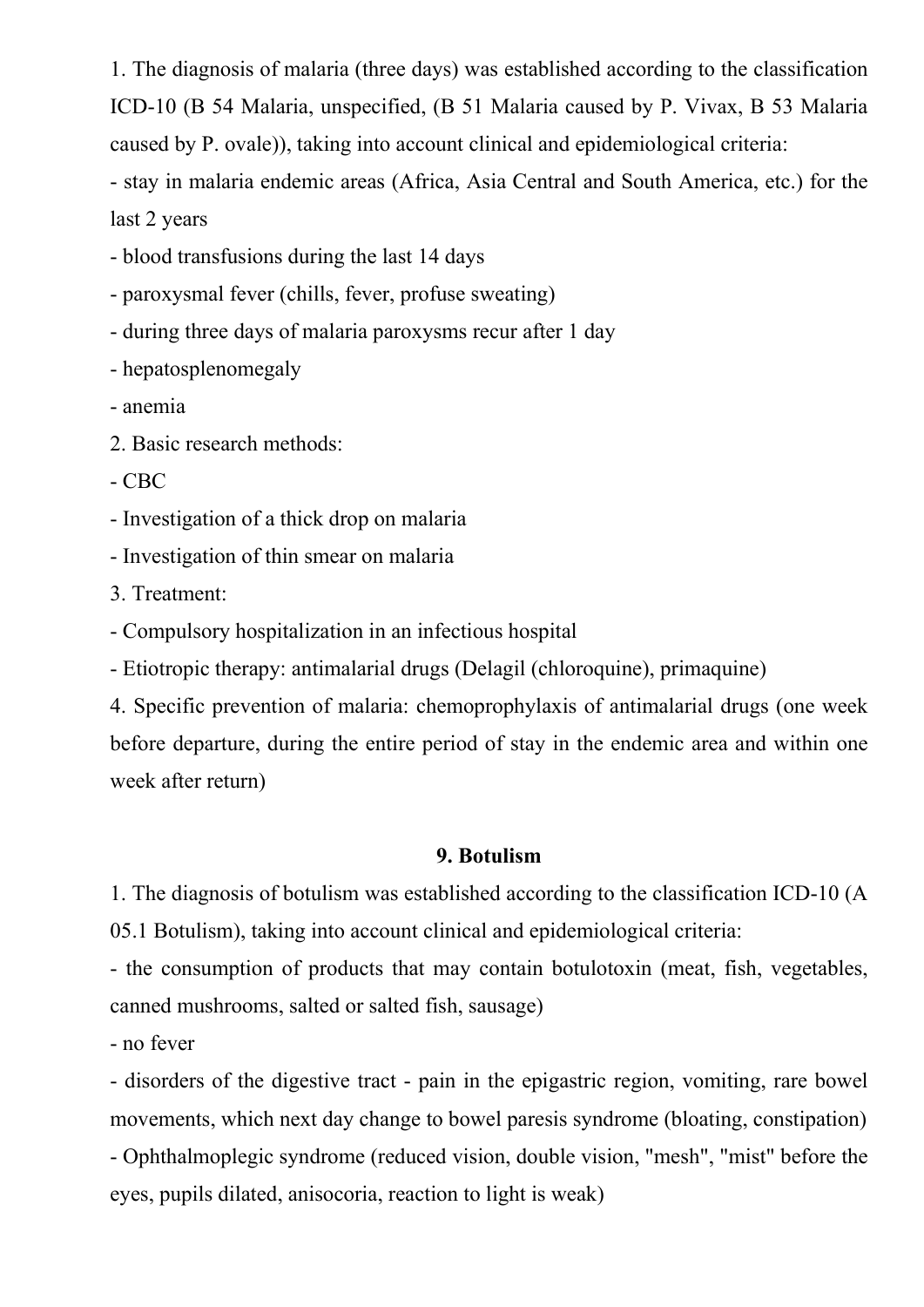1. The diagnosis of malaria (three days) was established according to the classification ICD-10 (B 54 Malaria, unspecified, (B 51 Malaria caused by P. Vivax, B 53 Malaria caused by P. ovale)), taking into account clinical and epidemiological criteria:

- stay in malaria endemic areas (Africa, Asia Central and South America, etc.) for the last 2 years
- blood transfusions during the last 14 days
- paroxysmal fever (chills, fever, profuse sweating)
- during three days of malaria paroxysms recur after 1 day
- hepatosplenomegaly
- anemia

2. Basic research methods:

- CBC
- Investigation of a thick drop on malaria
- Investigation of thin smear on malaria

3. Treatment:

- Compulsory hospitalization in an infectious hospital
- Etiotropic therapy: antimalarial drugs (Delagil (chloroquine), primaquine)

4. Specific prevention of malaria: chemoprophylaxis of antimalarial drugs (one week before departure, during the entire period of stay in the endemic area and within one week after return)

## 9. Botulism

1. The diagnosis of botulism was established according to the classification ICD-10 (A 05.1 Botulism), taking into account clinical and epidemiological criteria:

- the consumption of products that may contain botulotoxin (meat, fish, vegetables, canned mushrooms, salted or salted fish, sausage)
- no fever
- disorders of the digestive tract - pain in the epigastric region, vomiting, rare bowel movements, which next day change to bowel paresis syndrome (bloating, constipation)
- Ophthalmoplegic syndrome (reduced vision, double vision, "mesh", "mist" before the eyes, pupils dilated, anisocoria, reaction to light is weak)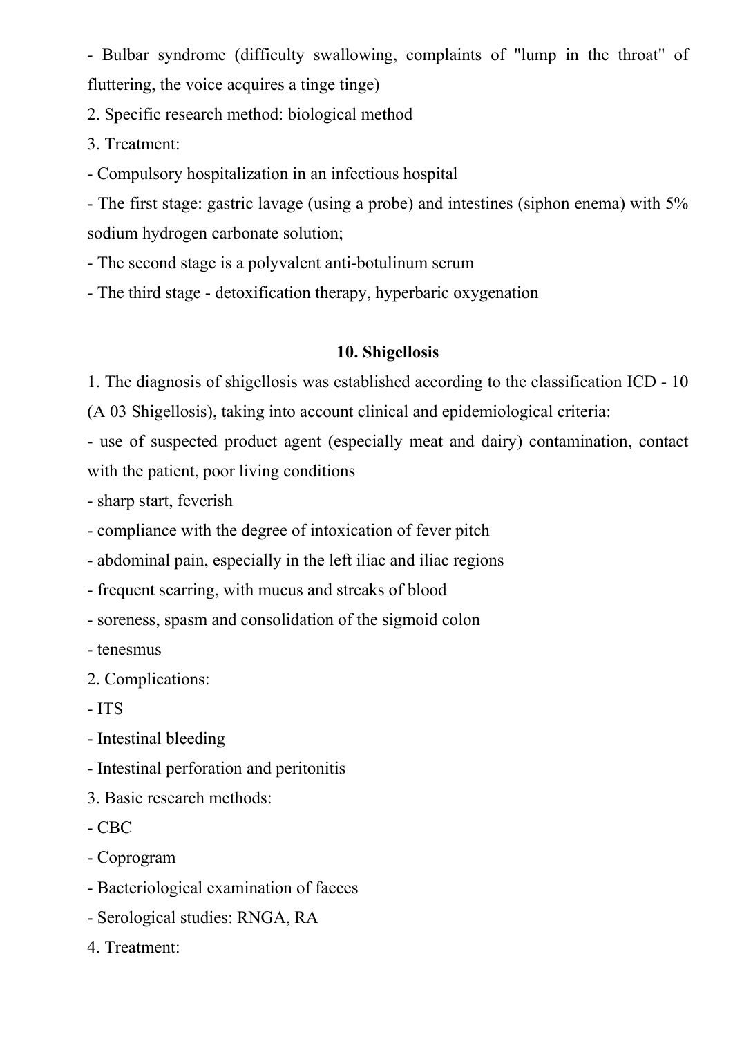- Bulbar syndrome (difficulty swallowing, complaints of "lump in the throat" of fluttering, the voice acquires a tinge tinge)

2. Specific research method: biological method

3. Treatment:

- Compulsory hospitalization in an infectious hospital
- The first stage: gastric lavage (using a probe) and intestines (siphon enema) with 5% sodium hydrogen carbonate solution;
- The second stage is a polyvalent anti-botulinum serum
- The third stage - detoxification therapy, hyperbaric oxygenation

## 10. Shigellosis

1. The diagnosis of shigellosis was established according to the classification ICD - 10 (A 03 Shigellosis), taking into account clinical and epidemiological criteria:

- use of suspected product agent (especially meat and dairy) contamination, contact with the patient, poor living conditions
- sharp start, feverish
- compliance with the degree of intoxication of fever pitch
- abdominal pain, especially in the left iliac and iliac regions
- frequent scarring, with mucus and streaks of blood
- soreness, spasm and consolidation of the sigmoid colon
- tenesmus

2. Complications:

- ITS
- Intestinal bleeding
- Intestinal perforation and peritonitis

3. Basic research methods:

- CBC
- Coprogram
- Bacteriological examination of faeces
- Serological studies: RNGA, RA

4. Treatment: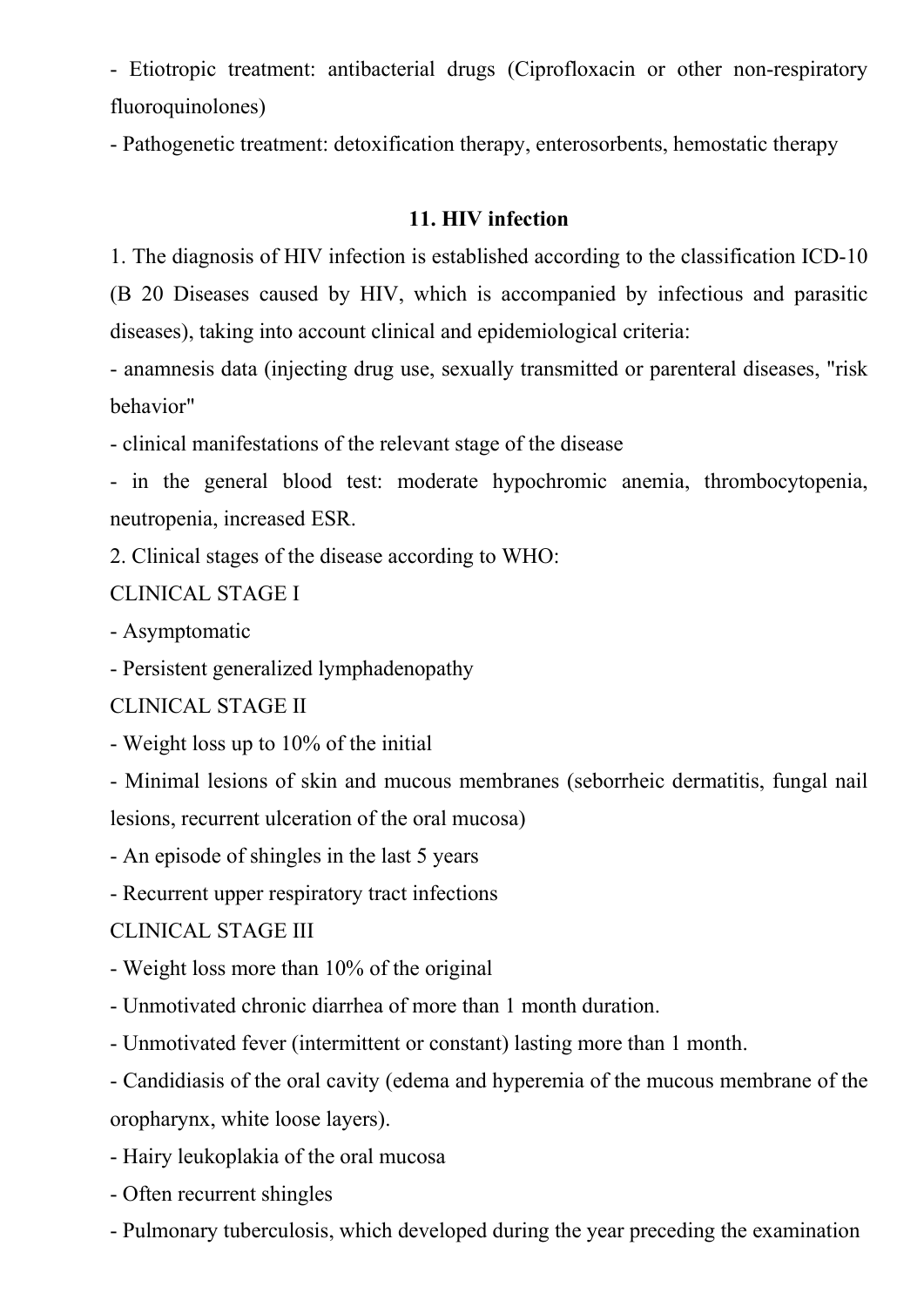- Etiotropic treatment: antibacterial drugs (Ciprofloxacin or other non-respiratory fluoroquinolones)
- Pathogenetic treatment: detoxification therapy, enterosorbents, hemostatic therapy

## 11. HIV infection

1. The diagnosis of HIV infection is established according to the classification ICD-10 (B 20 Diseases caused by HIV, which is accompanied by infectious and parasitic diseases), taking into account clinical and epidemiological criteria:

- anamnesis data (injecting drug use, sexually transmitted or parenteral diseases, "risk behavior"
- clinical manifestations of the relevant stage of the disease
- in the general blood test: moderate hypochromic anemia, thrombocytopenia, neutropenia, increased ESR.

2. Clinical stages of the disease according to WHO:

CLINICAL STAGE I

- Asymptomatic
- Persistent generalized lymphadenopathy

CLINICAL STAGE II

- Weight loss up to 10% of the initial
- Minimal lesions of skin and mucous membranes (seborrheic dermatitis, fungal nail lesions, recurrent ulceration of the oral mucosa)
- An episode of shingles in the last 5 years
- Recurrent upper respiratory tract infections

CLINICAL STAGE III

- Weight loss more than 10% of the original
- Unmotivated chronic diarrhea of more than 1 month duration.
- Unmotivated fever (intermittent or constant) lasting more than 1 month.
- Candidiasis of the oral cavity (edema and hyperemia of the mucous membrane of the oropharynx, white loose layers).
- Hairy leukoplakia of the oral mucosa
- Often recurrent shingles
- Pulmonary tuberculosis, which developed during the year preceding the examination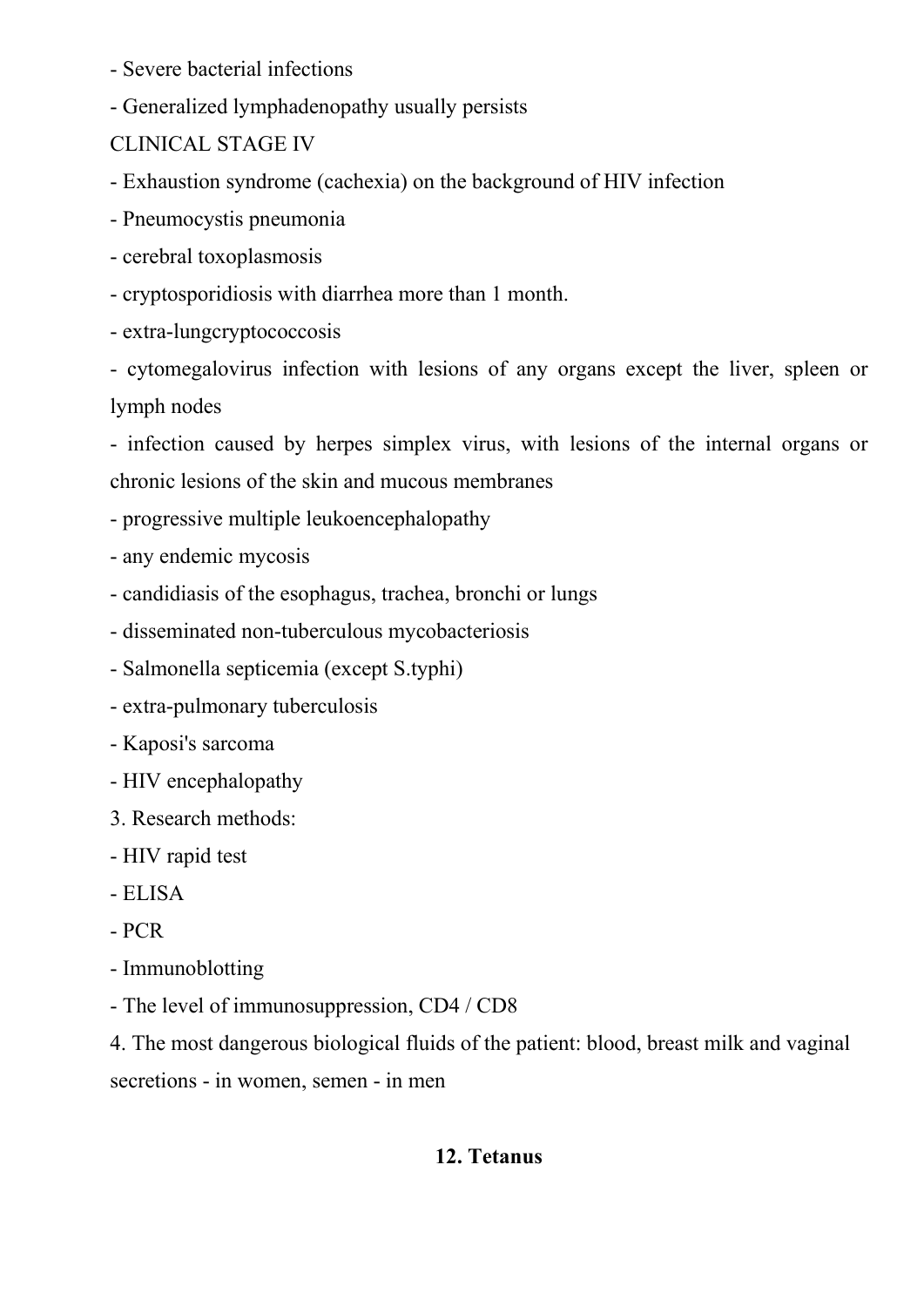- Severe bacterial infections
- Generalized lymphadenopathy usually persists

CLINICAL STAGE IV

- Exhaustion syndrome (cachexia) on the background of HIV infection
- Pneumocystis pneumonia
- cerebral toxoplasmosis
- cryptosporidiosis with diarrhea more than 1 month.
- extra-lungcryptococcosis
- cytomegalovirus infection with lesions of any organs except the liver, spleen or lymph nodes
- infection caused by herpes simplex virus, with lesions of the internal organs or chronic lesions of the skin and mucous membranes
- progressive multiple leukoencephalopathy
- any endemic mycosis
- candidiasis of the esophagus, trachea, bronchi or lungs
- disseminated non-tuberculous mycobacteriosis
- Salmonella septicemia (except S.typhi)
- extra-pulmonary tuberculosis
- Kaposi's sarcoma
- HIV encephalopathy

3. Research methods:

- HIV rapid test
- ELISA
- PCR
- Immunoblotting
- The level of immunosuppression, CD4 / CD8

4. The most dangerous biological fluids of the patient: blood, breast milk and vaginal secretions - in women, semen - in men

## 12. Tetanus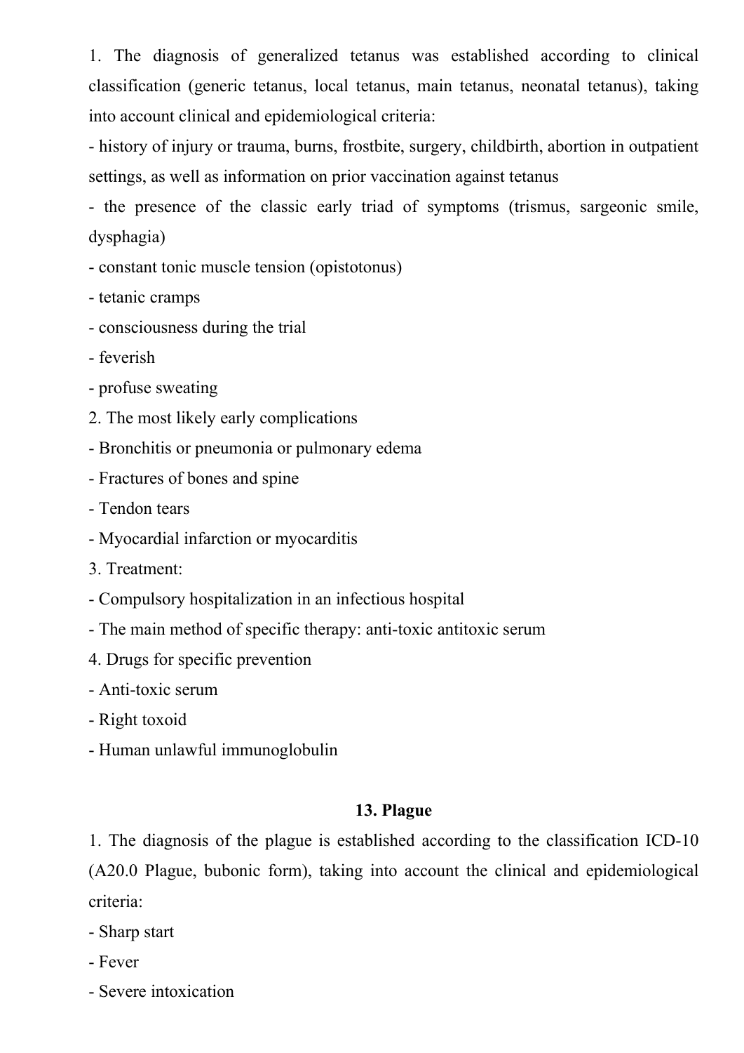1. The diagnosis of generalized tetanus was established according to clinical classification (generic tetanus, local tetanus, main tetanus, neonatal tetanus), taking into account clinical and epidemiological criteria:

- history of injury or trauma, burns, frostbite, surgery, childbirth, abortion in outpatient settings, as well as information on prior vaccination against tetanus
- the presence of the classic early triad of symptoms (trismus, sargeonic smile, dysphagia)
- constant tonic muscle tension (opistotonus)
- tetanic cramps
- consciousness during the trial
- feverish
- profuse sweating

2. The most likely early complications

- Bronchitis or pneumonia or pulmonary edema
- Fractures of bones and spine
- Tendon tears
- Myocardial infarction or myocarditis

3. Treatment:

- Compulsory hospitalization in an infectious hospital
- The main method of specific therapy: anti-toxic antitoxic serum

4. Drugs for specific prevention

- Anti-toxic serum
- Right toxoid
- Human unlawful immunoglobulin

## 13. Plague

1. The diagnosis of the plague is established according to the classification ICD-10 (A20.0 Plague, bubonic form), taking into account the clinical and epidemiological criteria:

- Sharp start
- Fever
- Severe intoxication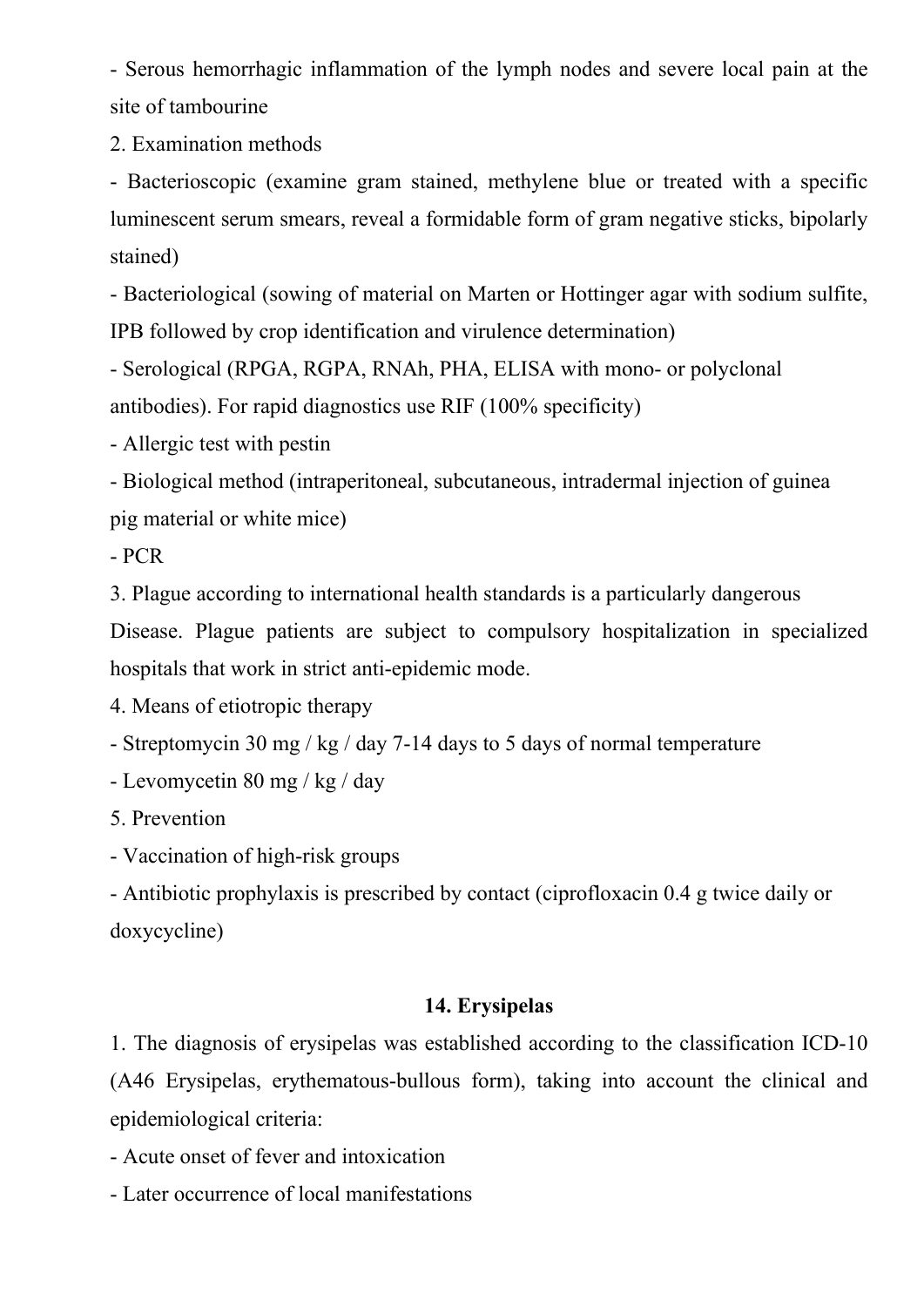- Serous hemorrhagic inflammation of the lymph nodes and severe local pain at the site of tambourine

2. Examination methods

- Bacterioscopic (examine gram stained, methylene blue or treated with a specific luminescent serum smears, reveal a formidable form of gram negative sticks, bipolarly stained)
- Bacteriological (sowing of material on Marten or Hottinger agar with sodium sulfite, IPB followed by crop identification and virulence determination)
- Serological (RPGA, RGPA, RNAh, PHA, ELISA with mono- or polyclonal antibodies). For rapid diagnostics use RIF (100% specificity)
- Allergic test with pestin
- Biological method (intraperitoneal, subcutaneous, intradermal injection of guinea pig material or white mice)
- PCR

3. Plague according to international health standards is a particularly dangerous Disease. Plague patients are subject to compulsory hospitalization in specialized hospitals that work in strict anti-epidemic mode.

4. Means of etiotropic therapy

- Streptomycin 30 mg / kg / day 7-14 days to 5 days of normal temperature
- Levomycetin 80 mg / kg / day

5. Prevention

- Vaccination of high-risk groups
- Antibiotic prophylaxis is prescribed by contact (ciprofloxacin 0.4 g twice daily or doxycycline)

## 14. Erysipelas

1. The diagnosis of erysipelas was established according to the classification ICD-10 (A46 Erysipelas, erythematous-bullous form), taking into account the clinical and epidemiological criteria:

- Acute onset of fever and intoxication
- Later occurrence of local manifestations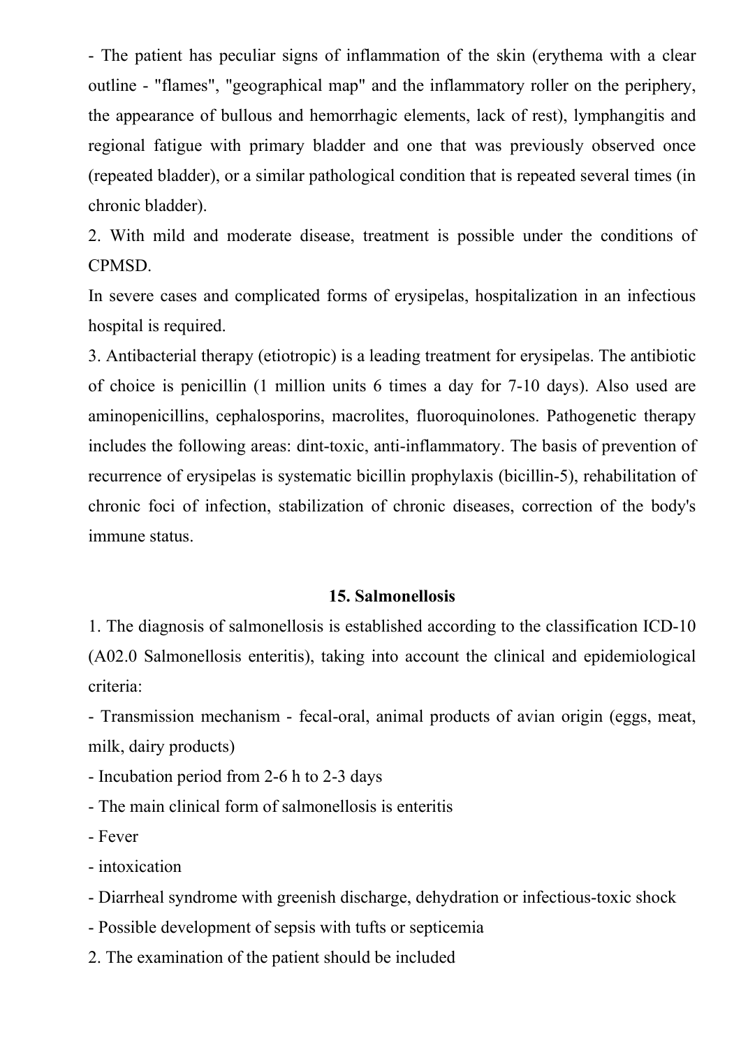- The patient has peculiar signs of inflammation of the skin (erythema with a clear outline - "flames", "geographical map" and the inflammatory roller on the periphery, the appearance of bullous and hemorrhagic elements, lack of rest), lymphangitis and regional fatigue with primary bladder and one that was previously observed once (repeated bladder), or a similar pathological condition that is repeated several times (in chronic bladder).

2. With mild and moderate disease, treatment is possible under the conditions of CPMSD.

In severe cases and complicated forms of erysipelas, hospitalization in an infectious hospital is required.

3. Antibacterial therapy (etiotropic) is a leading treatment for erysipelas. The antibiotic of choice is penicillin (1 million units 6 times a day for 7-10 days). Also used are aminopenicillins, cephalosporins, macrolites, fluoroquinolones. Pathogenetic therapy includes the following areas: dint-toxic, anti-inflammatory. The basis of prevention of recurrence of erysipelas is systematic bicillin prophylaxis (bicillin-5), rehabilitation of chronic foci of infection, stabilization of chronic diseases, correction of the body's immune status.

## 15. Salmonellosis

1. The diagnosis of salmonellosis is established according to the classification ICD-10 (A02.0 Salmonellosis enteritis), taking into account the clinical and epidemiological criteria:

- Transmission mechanism - fecal-oral, animal products of avian origin (eggs, meat, milk, dairy products)
- Incubation period from 2-6 h to 2-3 days
- The main clinical form of salmonellosis is enteritis
- Fever
- intoxication
- Diarrheal syndrome with greenish discharge, dehydration or infectious-toxic shock
- Possible development of sepsis with tufts or septicemia

2. The examination of the patient should be included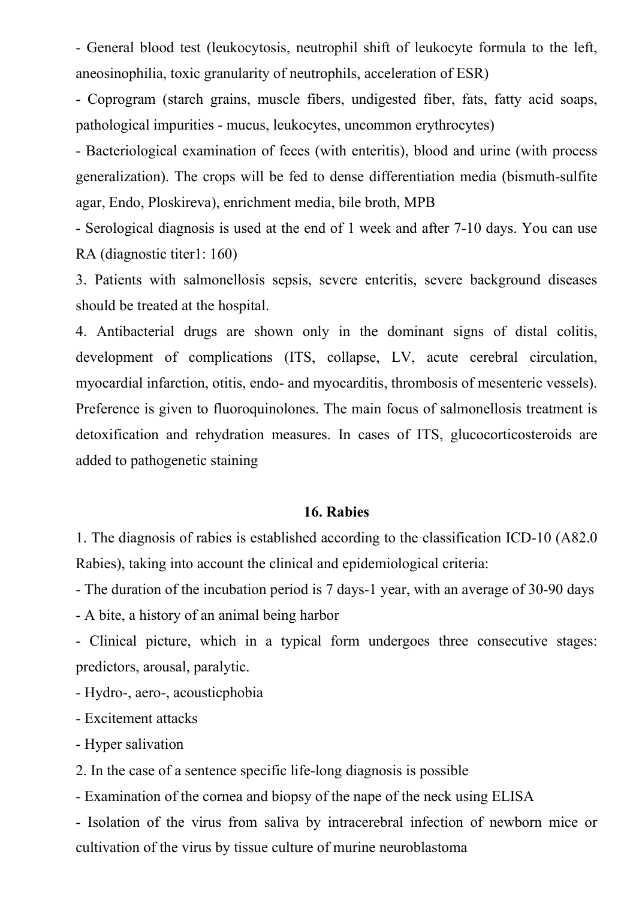- General blood test (leukocytosis, neutrophil shift of leukocyte formula to the left, aneosinophilia, toxic granularity of neutrophils, acceleration of ESR)
- Coprogram (starch grains, muscle fibers, undigested fiber, fats, fatty acid soaps, pathological impurities - mucus, leukocytes, uncommon erythrocytes)
- Bacteriological examination of feces (with enteritis), blood and urine (with process generalization). The crops will be fed to dense differentiation media (bismuth-sulfite agar, Endo, Ploskireva), enrichment media, bile broth, MPB
- Serological diagnosis is used at the end of 1 week and after 7-10 days. You can use RA (diagnostic titer1: 160)

3. Patients with salmonellosis sepsis, severe enteritis, severe background diseases should be treated at the hospital.
4. Antibacterial drugs are shown only in the dominant signs of distal colitis, development of complications (ITS, collapse, LV, acute cerebral circulation, myocardial infarction, otitis, endo- and myocarditis, thrombosis of mesenteric vessels). Preference is given to fluoroquinolones. The main focus of salmonellosis treatment is detoxification and rehydration measures. In cases of ITS, glucocorticosteroids are added to pathogenetic staining

## 16. Rabies

1. The diagnosis of rabies is established according to the classification ICD-10 (A82.0 Rabies), taking into account the clinical and epidemiological criteria:
- The duration of the incubation period is 7 days-1 year, with an average of 30-90 days
- A bite, a history of an animal being harbor
- Clinical picture, which in a typical form undergoes three consecutive stages: predictors, arousal, paralytic.
- Hydro-, aero-, acousticphobia
- Excitement attacks
- Hyper salivation

2. In the case of a sentence specific life-long diagnosis is possible
- Examination of the cornea and biopsy of the nape of the neck using ELISA
- Isolation of the virus from saliva by intracerebral infection of newborn mice or cultivation of the virus by tissue culture of murine neuroblastoma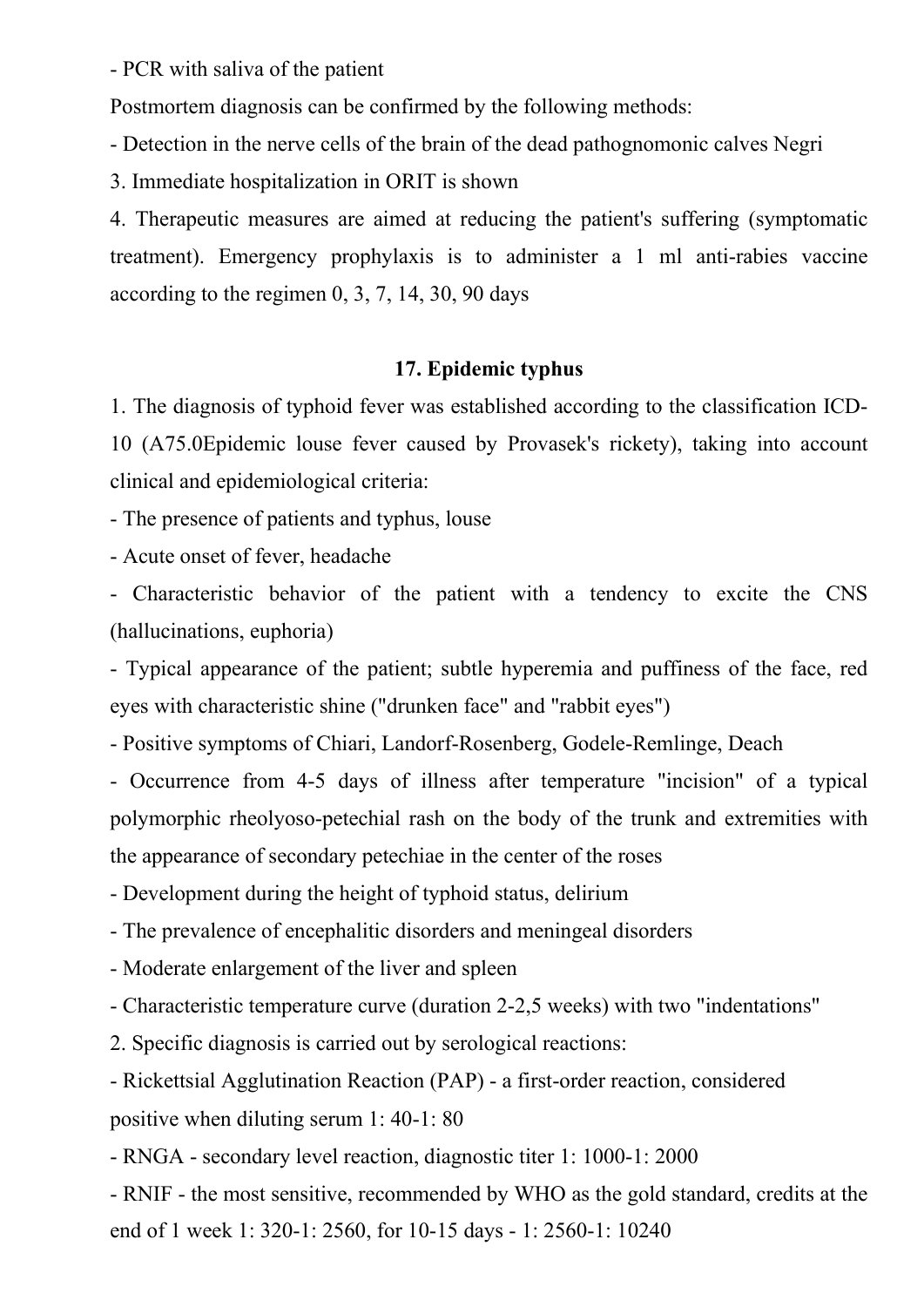- PCR with saliva of the patient

Postmortem diagnosis can be confirmed by the following methods:

- Detection in the nerve cells of the brain of the dead pathognomonic calves Negri

3. Immediate hospitalization in ORIT is shown

4. Therapeutic measures are aimed at reducing the patient's suffering (symptomatic treatment). Emergency prophylaxis is to administer a 1 ml anti-rabies vaccine according to the regimen 0, 3, 7, 14, 30, 90 days

## 17. Epidemic typhus

1. The diagnosis of typhoid fever was established according to the classification ICD-10 (A75.0Epidemic louse fever caused by Provasek's rickety), taking into account clinical and epidemiological criteria:

- The presence of patients and typhus, louse
- Acute onset of fever, headache
- Characteristic behavior of the patient with a tendency to excite the CNS (hallucinations, euphoria)
- Typical appearance of the patient; subtle hyperemia and puffiness of the face, red eyes with characteristic shine ("drunken face" and "rabbit eyes")
- Positive symptoms of Chiari, Landorf-Rosenberg, Godele-Remlinge, Deach
- Occurrence from 4-5 days of illness after temperature "incision" of a typical polymorphic rheolyoso-petechial rash on the body of the trunk and extremities with the appearance of secondary petechiae in the center of the roses
- Development during the height of typhoid status, delirium
- The prevalence of encephalitic disorders and meningeal disorders
- Moderate enlargement of the liver and spleen
- Characteristic temperature curve (duration 2-2,5 weeks) with two "indentations"

2. Specific diagnosis is carried out by serological reactions:

- Rickettsial Agglutination Reaction (PAP) - a first-order reaction, considered positive when diluting serum 1: 40-1: 80
- RNGA - secondary level reaction, diagnostic titer 1: 1000-1: 2000
- RNIF - the most sensitive, recommended by WHO as the gold standard, credits at the end of 1 week 1: 320-1: 2560, for 10-15 days - 1: 2560-1: 10240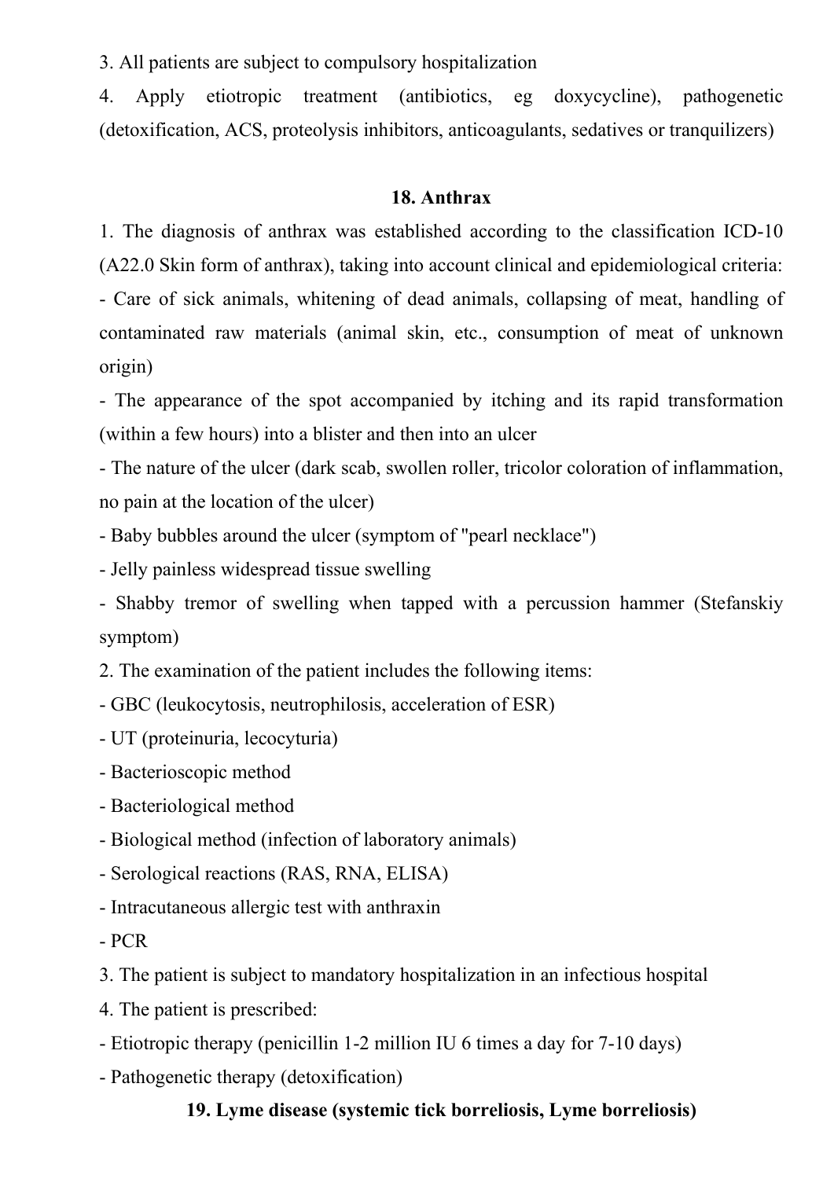3. All patients are subject to compulsory hospitalization

4. Apply etiotropic treatment (antibiotics, eg doxycycline), pathogenetic (detoxification, ACS, proteolysis inhibitors, anticoagulants, sedatives or tranquilizers)

## 18. Anthrax

1. The diagnosis of anthrax was established according to the classification ICD-10 (A22.0 Skin form of anthrax), taking into account clinical and epidemiological criteria:
- Care of sick animals, whitening of dead animals, collapsing of meat, handling of contaminated raw materials (animal skin, etc., consumption of meat of unknown origin)
- The appearance of the spot accompanied by itching and its rapid transformation (within a few hours) into a blister and then into an ulcer
- The nature of the ulcer (dark scab, swollen roller, tricolor coloration of inflammation, no pain at the location of the ulcer)
- Baby bubbles around the ulcer (symptom of "pearl necklace")
- Jelly painless widespread tissue swelling
- Shabby tremor of swelling when tapped with a percussion hammer (Stefanskiy symptom)

2. The examination of the patient includes the following items:
- GBC (leukocytosis, neutrophilosis, acceleration of ESR)
- UT (proteinuria, lecocyturia)
- Bacterioscopic method
- Bacteriological method
- Biological method (infection of laboratory animals)
- Serological reactions (RAS, RNA, ELISA)
- Intracutaneous allergic test with anthraxin
- PCR

3. The patient is subject to mandatory hospitalization in an infectious hospital

4. The patient is prescribed:
- Etiotropic therapy (penicillin 1-2 million IU 6 times a day for 7-10 days)
- Pathogenetic therapy (detoxification)

## 19. Lyme disease (systemic tick borreliosis, Lyme borreliosis)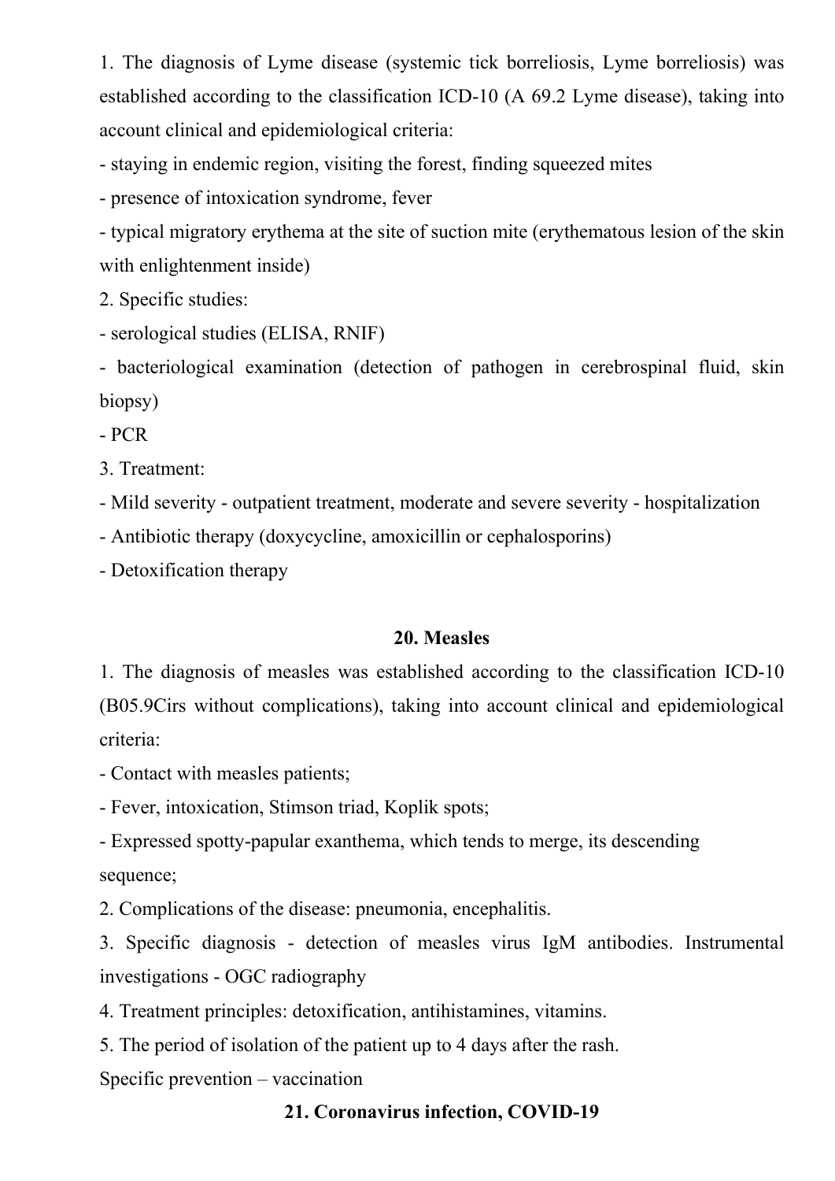1. The diagnosis of Lyme disease (systemic tick borreliosis, Lyme borreliosis) was established according to the classification ICD-10 (A 69.2 Lyme disease), taking into account clinical and epidemiological criteria:

- staying in endemic region, visiting the forest, finding squeezed mites
- presence of intoxication syndrome, fever
- typical migratory erythema at the site of suction mite (erythematous lesion of the skin with enlightenment inside)

2. Specific studies:

- serological studies (ELISA, RNIF)
- bacteriological examination (detection of pathogen in cerebrospinal fluid, skin biopsy)
- PCR

3. Treatment:

- Mild severity - outpatient treatment, moderate and severe severity - hospitalization
- Antibiotic therapy (doxycycline, amoxicillin or cephalosporins)
- Detoxification therapy

## 20. Measles

1. The diagnosis of measles was established according to the classification ICD-10 (B05.9Cirs without complications), taking into account clinical and epidemiological criteria:

- Contact with measles patients;
- Fever, intoxication, Stimson triad, Koplik spots;
- Expressed spotty-papular exanthema, which tends to merge, its descending sequence;

2. Complications of the disease: pneumonia, encephalitis.

3. Specific diagnosis - detection of measles virus IgM antibodies. Instrumental investigations - OGC radiography

4. Treatment principles: detoxification, antihistamines, vitamins.

5. The period of isolation of the patient up to 4 days after the rash.

Specific prevention – vaccination

## 21. Coronavirus infection, COVID-19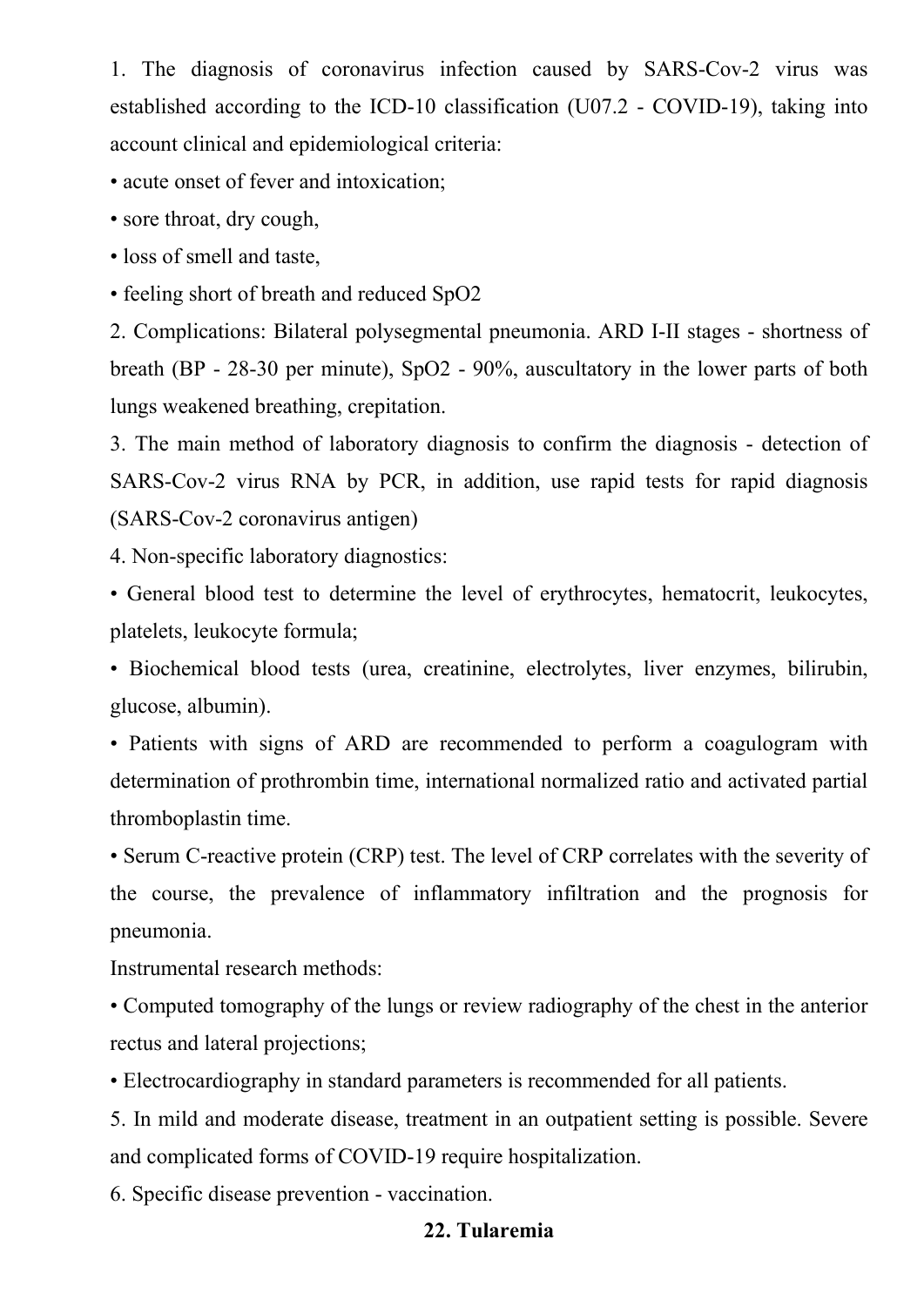1. The diagnosis of coronavirus infection caused by SARS-Cov-2 virus was established according to the ICD-10 classification (U07.2 - COVID-19), taking into account clinical and epidemiological criteria:

• acute onset of fever and intoxication;

• sore throat, dry cough,

• loss of smell and taste,

• feeling short of breath and reduced SpO2

2. Complications: Bilateral polysegmental pneumonia. ARD I-II stages - shortness of breath (BP - 28-30 per minute), SpO2 - 90%, auscultatory in the lower parts of both lungs weakened breathing, crepitation.

3. The main method of laboratory diagnosis to confirm the diagnosis - detection of SARS-Cov-2 virus RNA by PCR, in addition, use rapid tests for rapid diagnosis (SARS-Cov-2 coronavirus antigen)

4. Non-specific laboratory diagnostics:

• General blood test to determine the level of erythrocytes, hematocrit, leukocytes, platelets, leukocyte formula;

• Biochemical blood tests (urea, creatinine, electrolytes, liver enzymes, bilirubin, glucose, albumin).

• Patients with signs of ARD are recommended to perform a coagulogram with determination of prothrombin time, international normalized ratio and activated partial thromboplastin time.

• Serum C-reactive protein (CRP) test. The level of CRP correlates with the severity of the course, the prevalence of inflammatory infiltration and the prognosis for pneumonia.

Instrumental research methods:

• Computed tomography of the lungs or review radiography of the chest in the anterior rectus and lateral projections;

• Electrocardiography in standard parameters is recommended for all patients.

5. In mild and moderate disease, treatment in an outpatient setting is possible. Severe and complicated forms of COVID-19 require hospitalization.

6. Specific disease prevention - vaccination.

## 22. Tularemia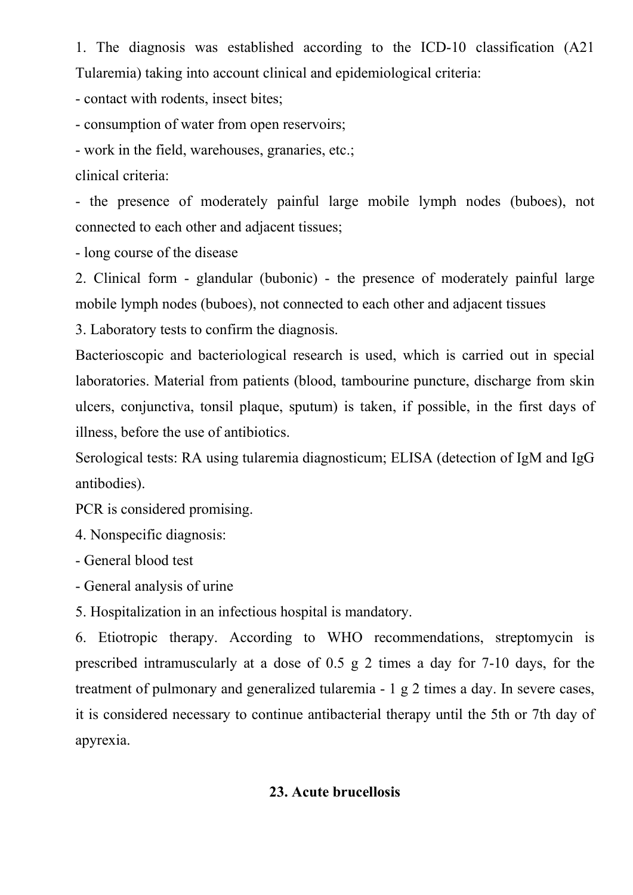1. The diagnosis was established according to the ICD-10 classification (A21 Tularemia) taking into account clinical and epidemiological criteria:

- contact with rodents, insect bites;
- consumption of water from open reservoirs;
- work in the field, warehouses, granaries, etc.;

clinical criteria:

- the presence of moderately painful large mobile lymph nodes (buboes), not connected to each other and adjacent tissues;
- long course of the disease

2. Clinical form - glandular (bubonic) - the presence of moderately painful large mobile lymph nodes (buboes), not connected to each other and adjacent tissues

3. Laboratory tests to confirm the diagnosis.

Bacterioscopic and bacteriological research is used, which is carried out in special laboratories. Material from patients (blood, tambourine puncture, discharge from skin ulcers, conjunctiva, tonsil plaque, sputum) is taken, if possible, in the first days of illness, before the use of antibiotics.

Serological tests: RA using tularemia diagnosticum; ELISA (detection of IgM and IgG antibodies).

PCR is considered promising.

4. Nonspecific diagnosis:

- General blood test
- General analysis of urine

5. Hospitalization in an infectious hospital is mandatory.

6. Etiotropic therapy. According to WHO recommendations, streptomycin is prescribed intramuscularly at a dose of 0.5 g 2 times a day for 7-10 days, for the treatment of pulmonary and generalized tularemia - 1 g 2 times a day. In severe cases, it is considered necessary to continue antibacterial therapy until the 5th or 7th day of apyrexia.

## 23. Acute brucellosis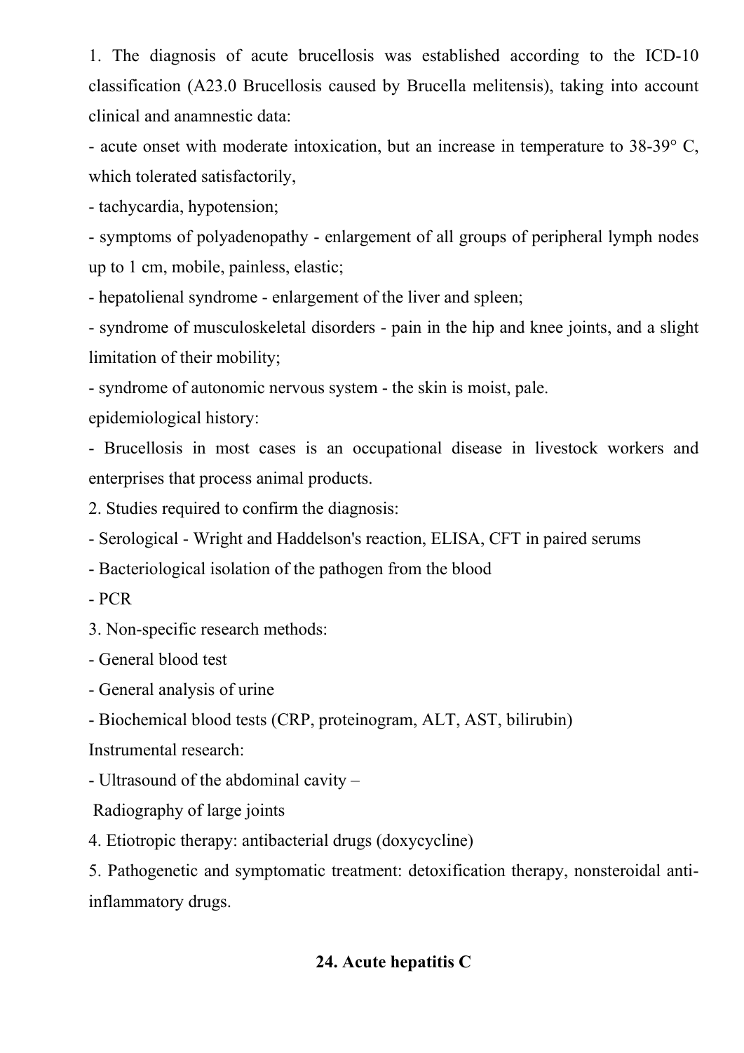1. The diagnosis of acute brucellosis was established according to the ICD-10 classification (A23.0 Brucellosis caused by Brucella melitensis), taking into account clinical and anamnestic data:

- acute onset with moderate intoxication, but an increase in temperature to 38-39° C, which tolerated satisfactorily,
- tachycardia, hypotension;
- symptoms of polyadenopathy - enlargement of all groups of peripheral lymph nodes up to 1 cm, mobile, painless, elastic;
- hepatolienal syndrome - enlargement of the liver and spleen;
- syndrome of musculoskeletal disorders - pain in the hip and knee joints, and a slight limitation of their mobility;
- syndrome of autonomic nervous system - the skin is moist, pale.

epidemiological history:

- Brucellosis in most cases is an occupational disease in livestock workers and enterprises that process animal products.

2. Studies required to confirm the diagnosis:

- Serological - Wright and Haddelson's reaction, ELISA, CFT in paired serums
- Bacteriological isolation of the pathogen from the blood
- PCR

3. Non-specific research methods:

- General blood test
- General analysis of urine
- Biochemical blood tests (CRP, proteinogram, ALT, AST, bilirubin)

Instrumental research:

- Ultrasound of the abdominal cavity –

Radiography of large joints

4. Etiotropic therapy: antibacterial drugs (doxycycline)

5. Pathogenetic and symptomatic treatment: detoxification therapy, nonsteroidal anti-inflammatory drugs.

## 24. Acute hepatitis C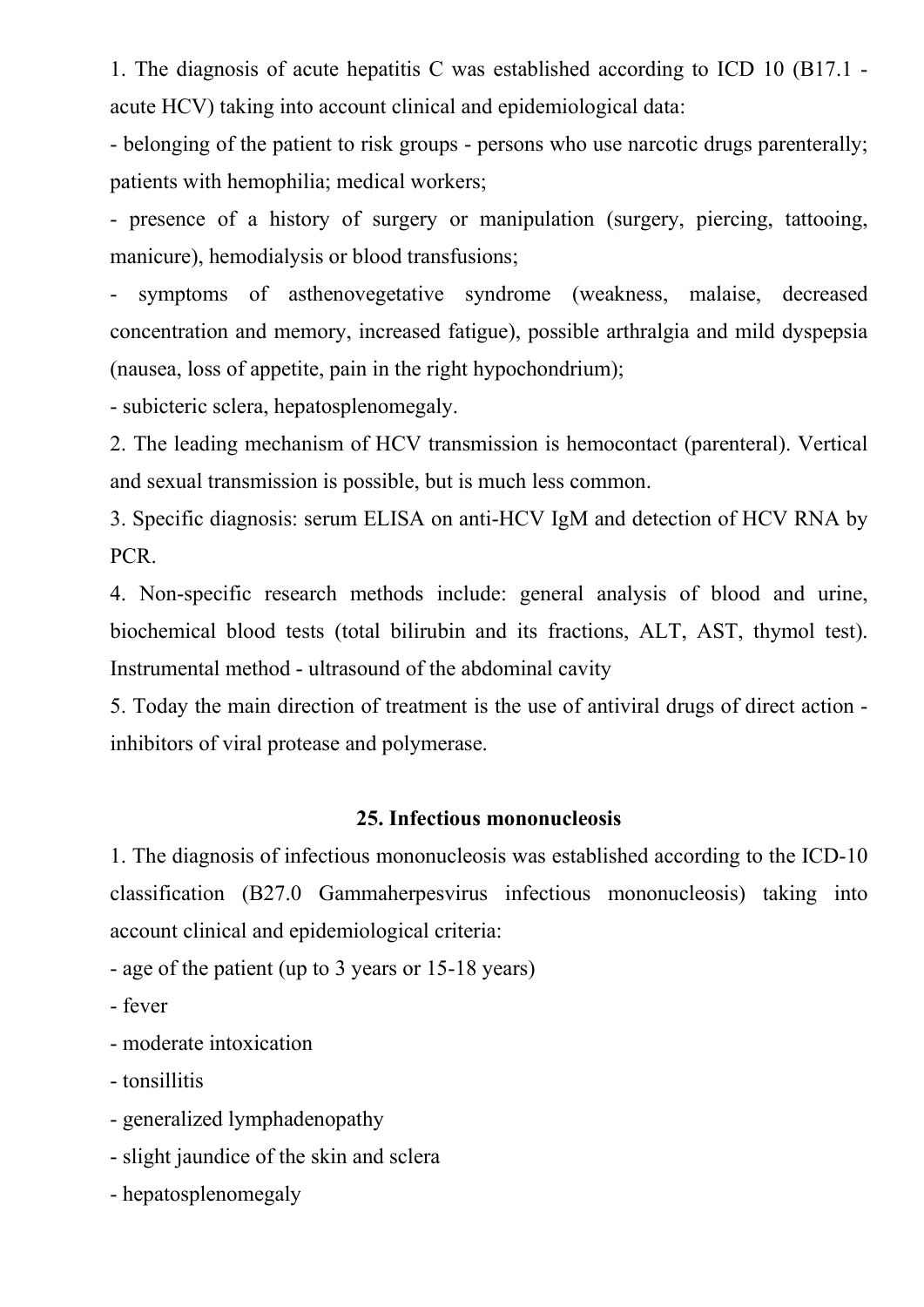1. The diagnosis of acute hepatitis C was established according to ICD 10 (B17.1 - acute HCV) taking into account clinical and epidemiological data:

- belonging of the patient to risk groups - persons who use narcotic drugs parenterally; patients with hemophilia; medical workers;
- presence of a history of surgery or manipulation (surgery, piercing, tattooing, manicure), hemodialysis or blood transfusions;
- symptoms of asthenovegetative syndrome (weakness, malaise, decreased concentration and memory, increased fatigue), possible arthralgia and mild dyspepsia (nausea, loss of appetite, pain in the right hypochondrium);
- subicteric sclera, hepatosplenomegaly.

2. The leading mechanism of HCV transmission is hemocontact (parenteral). Vertical and sexual transmission is possible, but is much less common.

3. Specific diagnosis: serum ELISA on anti-HCV IgM and detection of HCV RNA by PCR.

4. Non-specific research methods include: general analysis of blood and urine, biochemical blood tests (total bilirubin and its fractions, ALT, AST, thymol test). Instrumental method - ultrasound of the abdominal cavity

5. Today the main direction of treatment is the use of antiviral drugs of direct action - inhibitors of viral protease and polymerase.

## 25. Infectious mononucleosis

1. The diagnosis of infectious mononucleosis was established according to the ICD-10 classification (B27.0 Gammaherpesvirus infectious mononucleosis) taking into account clinical and epidemiological criteria:

- age of the patient (up to 3 years or 15-18 years)
- fever
- moderate intoxication
- tonsillitis
- generalized lymphadenopathy
- slight jaundice of the skin and sclera
- hepatosplenomegaly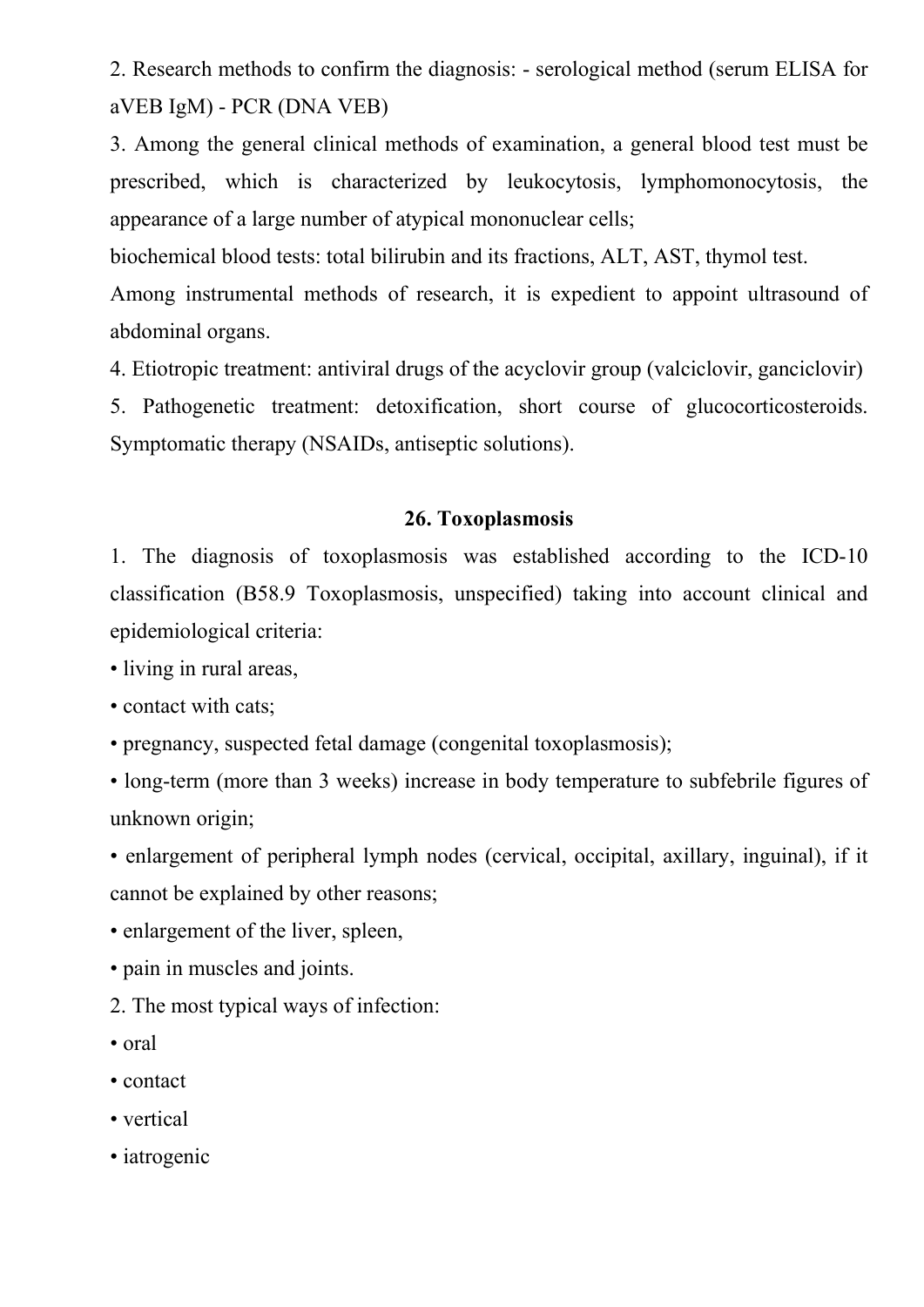2. Research methods to confirm the diagnosis: - serological method (serum ELISA for aVEB IgM) - PCR (DNA VEB)

3. Among the general clinical methods of examination, a general blood test must be prescribed, which is characterized by leukocytosis, lymphomonocytosis, the appearance of a large number of atypical mononuclear cells;

biochemical blood tests: total bilirubin and its fractions, ALT, AST, thymol test.

Among instrumental methods of research, it is expedient to appoint ultrasound of abdominal organs.

4. Etiotropic treatment: antiviral drugs of the acyclovir group (valciclovir, ganciclovir)

5. Pathogenetic treatment: detoxification, short course of glucocorticosteroids. Symptomatic therapy (NSAIDs, antiseptic solutions).

## 26. Toxoplasmosis

1. The diagnosis of toxoplasmosis was established according to the ICD-10 classification (B58.9 Toxoplasmosis, unspecified) taking into account clinical and epidemiological criteria:

- living in rural areas,
- contact with cats;
- pregnancy, suspected fetal damage (congenital toxoplasmosis);
- long-term (more than 3 weeks) increase in body temperature to subfebrile figures of unknown origin;
- enlargement of peripheral lymph nodes (cervical, occipital, axillary, inguinal), if it cannot be explained by other reasons;
- enlargement of the liver, spleen,
- pain in muscles and joints.

2. The most typical ways of infection:

- oral
- contact
- vertical
- iatrogenic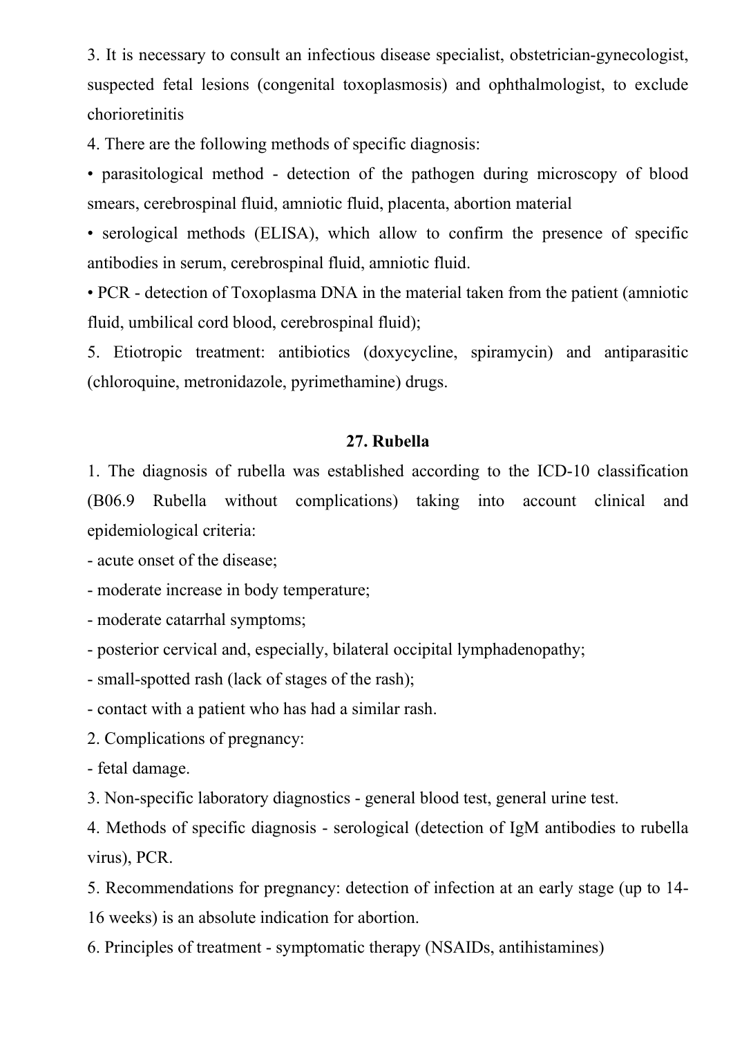3. It is necessary to consult an infectious disease specialist, obstetrician-gynecologist, suspected fetal lesions (congenital toxoplasmosis) and ophthalmologist, to exclude chorioretinitis

4. There are the following methods of specific diagnosis:

• parasitological method - detection of the pathogen during microscopy of blood smears, cerebrospinal fluid, amniotic fluid, placenta, abortion material

• serological methods (ELISA), which allow to confirm the presence of specific antibodies in serum, cerebrospinal fluid, amniotic fluid.

• PCR - detection of Toxoplasma DNA in the material taken from the patient (amniotic fluid, umbilical cord blood, cerebrospinal fluid);

5. Etiotropic treatment: antibiotics (doxycycline, spiramycin) and antiparasitic (chloroquine, metronidazole, pyrimethamine) drugs.

## 27. Rubella

1. The diagnosis of rubella was established according to the ICD-10 classification (B06.9 Rubella without complications) taking into account clinical and epidemiological criteria:

- acute onset of the disease;
- moderate increase in body temperature;
- moderate catarrhal symptoms;
- posterior cervical and, especially, bilateral occipital lymphadenopathy;
- small-spotted rash (lack of stages of the rash);
- contact with a patient who has had a similar rash.

2. Complications of pregnancy:

- fetal damage.

3. Non-specific laboratory diagnostics - general blood test, general urine test.

4. Methods of specific diagnosis - serological (detection of IgM antibodies to rubella virus), PCR.

5. Recommendations for pregnancy: detection of infection at an early stage (up to 14-16 weeks) is an absolute indication for abortion.

6. Principles of treatment - symptomatic therapy (NSAIDs, antihistamines)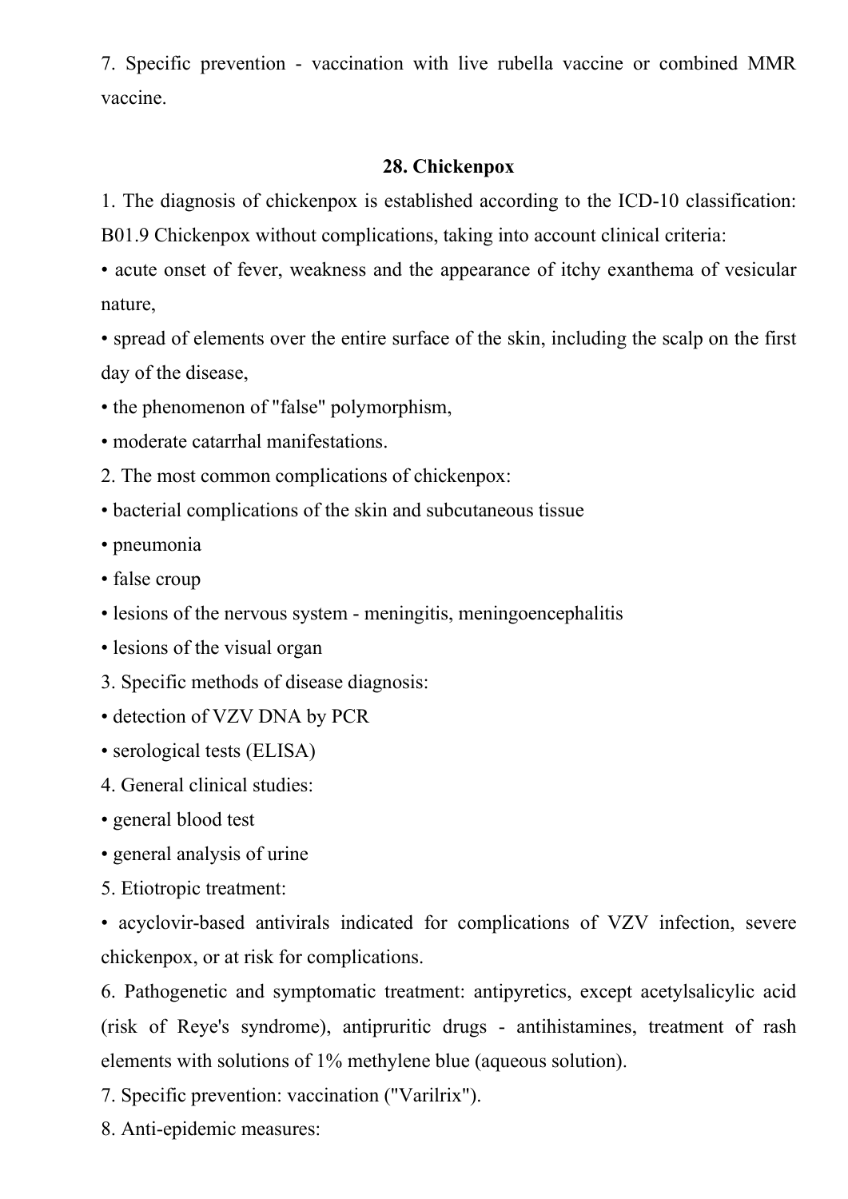7. Specific prevention - vaccination with live rubella vaccine or combined MMR vaccine.

## 28. Chickenpox

1. The diagnosis of chickenpox is established according to the ICD-10 classification: B01.9 Chickenpox without complications, taking into account clinical criteria:

- acute onset of fever, weakness and the appearance of itchy exanthema of vesicular nature,
- spread of elements over the entire surface of the skin, including the scalp on the first day of the disease,
- the phenomenon of "false" polymorphism,
- moderate catarrhal manifestations.

2. The most common complications of chickenpox:

- bacterial complications of the skin and subcutaneous tissue
- pneumonia
- false croup
- lesions of the nervous system - meningitis, meningoencephalitis
- lesions of the visual organ

3. Specific methods of disease diagnosis:

- detection of VZV DNA by PCR
- serological tests (ELISA)

4. General clinical studies:

- general blood test
- general analysis of urine

5. Etiotropic treatment:

- acyclovir-based antivirals indicated for complications of VZV infection, severe chickenpox, or at risk for complications.

6. Pathogenetic and symptomatic treatment: antipyretics, except acetylsalicylic acid (risk of Reye's syndrome), antipruritic drugs - antihistamines, treatment of rash elements with solutions of 1% methylene blue (aqueous solution).

7. Specific prevention: vaccination ("Varilrix").

8. Anti-epidemic measures: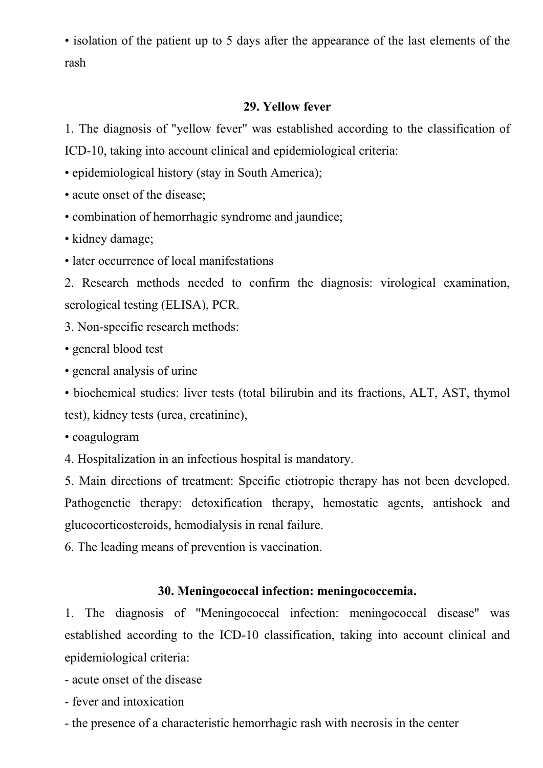• isolation of the patient up to 5 days after the appearance of the last elements of the rash

### 29. Yellow fever

1. The diagnosis of "yellow fever" was established according to the classification of ICD-10, taking into account clinical and epidemiological criteria:

• epidemiological history (stay in South America);

• acute onset of the disease;

• combination of hemorrhagic syndrome and jaundice;

• kidney damage;

• later occurrence of local manifestations

2. Research methods needed to confirm the diagnosis: virological examination, serological testing (ELISA), PCR.

3. Non-specific research methods:

• general blood test

• general analysis of urine

• biochemical studies: liver tests (total bilirubin and its fractions, ALT, AST, thymol test), kidney tests (urea, creatinine),

• coagulogram

4. Hospitalization in an infectious hospital is mandatory.

5. Main directions of treatment: Specific etiotropic therapy has not been developed. Pathogenetic therapy: detoxification therapy, hemostatic agents, antishock and glucocorticosteroids, hemodialysis in renal failure.

6. The leading means of prevention is vaccination.

### 30. Meningococcal infection: meningococcemia.

1. The diagnosis of "Meningococcal infection: meningococcal disease" was established according to the ICD-10 classification, taking into account clinical and epidemiological criteria:

- acute onset of the disease
- fever and intoxication
- the presence of a characteristic hemorrhagic rash with necrosis in the center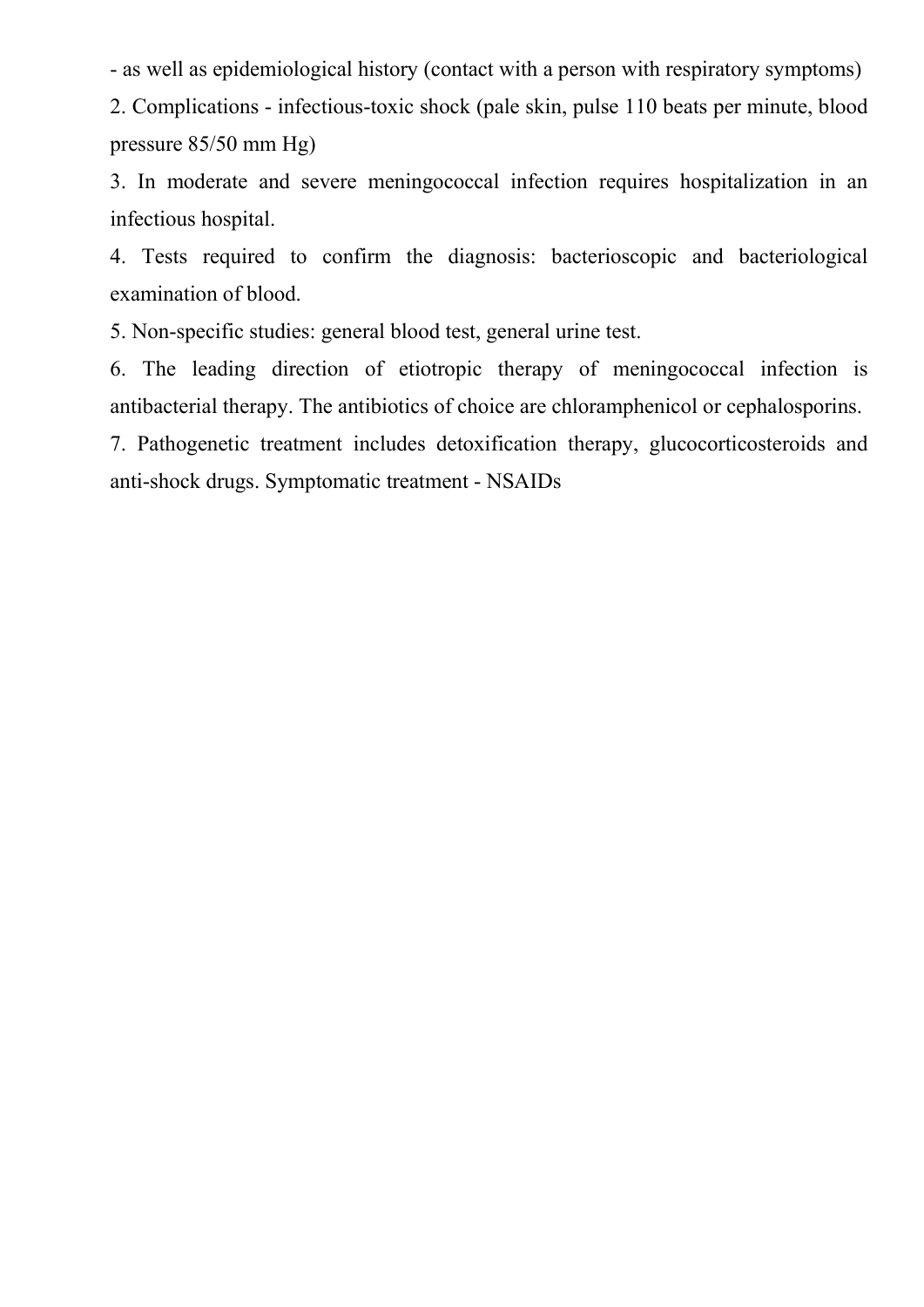- as well as epidemiological history (contact with a person with respiratory symptoms)

2. Complications - infectious-toxic shock (pale skin, pulse 110 beats per minute, blood pressure 85/50 mm Hg)
3. In moderate and severe meningococcal infection requires hospitalization in an infectious hospital.
4. Tests required to confirm the diagnosis: bacterioscopic and bacteriological examination of blood.
5. Non-specific studies: general blood test, general urine test.
6. The leading direction of etiotropic therapy of meningococcal infection is antibacterial therapy. The antibiotics of choice are chloramphenicol or cephalosporins.
7. Pathogenetic treatment includes detoxification therapy, glucocorticosteroids and anti-shock drugs. Symptomatic treatment - NSAIDs